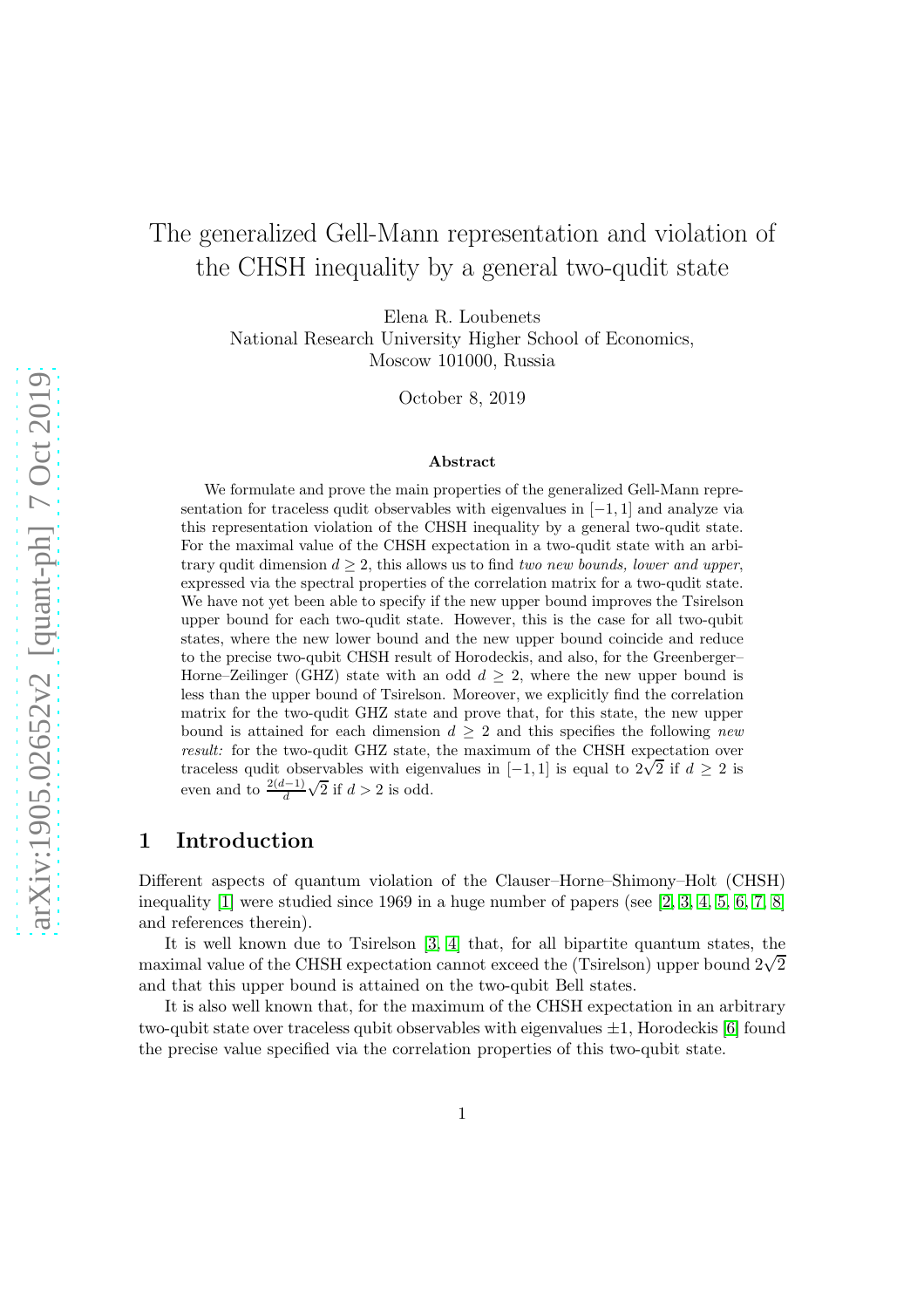# The generalized Gell-Mann representation and violation of the CHSH inequality by a general two-qudit state

Elena R. Loubenets
National Research University Higher School of Economics,
Moscow 101000, Russia

October 8, 2019

### Abstract

We formulate and prove the main properties of the generalized Gell-Mann representation for traceless qudit observables with eigenvalues in $[-1, 1]$ and analyze via this representation violation of the CHSH inequality by a general two-qudit state. For the maximal value of the CHSH expectation in a two-qudit state with an arbitrary qudit dimension $d \geq 2$, this allows us to find *two new bounds, lower and upper*, expressed via the spectral properties of the correlation matrix for a two-qudit state. We have not yet been able to specify if the new upper bound improves the Tsirelson upper bound for each two-qudit state. However, this is the case for all two-qubit states, where the new lower bound and the new upper bound coincide and reduce to the precise two-qubit CHSH result of Horodeckis, and also, for the Greenberger–Horne–Zeilinger (GHZ) state with an odd $d \geq 2$, where the new upper bound is less than the upper bound of Tsirelson. Moreover, we explicitly find the correlation matrix for the two-qudit GHZ state and prove that, for this state, the new upper bound is attained for each dimension $d \geq 2$ and this specifies the following *new result:* for the two-qudit GHZ state, the maximum of the CHSH expectation over traceless qudit observables with eigenvalues in $[-1, 1]$ is equal to $2\sqrt{2}$ if $d \geq 2$ is even and to $\frac{2(d-1)}{d}\sqrt{2}$ if $d > 2$ is odd.

## 1 Introduction

Different aspects of quantum violation of the Clauser–Horne–Shimony–Holt (CHSH) inequality [1] were studied since 1969 in a huge number of papers (see [2, 3, 4, 5, 6, 7, 8] and references therein).

It is well known due to Tsirelson [3, 4] that, for all bipartite quantum states, the maximal value of the CHSH expectation cannot exceed the (Tsirelson) upper bound $2\sqrt{2}$ and that this upper bound is attained on the two-qubit Bell states.

It is also well known that, for the maximum of the CHSH expectation in an arbitrary two-qubit state over traceless qubit observables with eigenvalues $\pm 1$, Horodeckis [6] found the precise value specified via the correlation properties of this two-qubit state.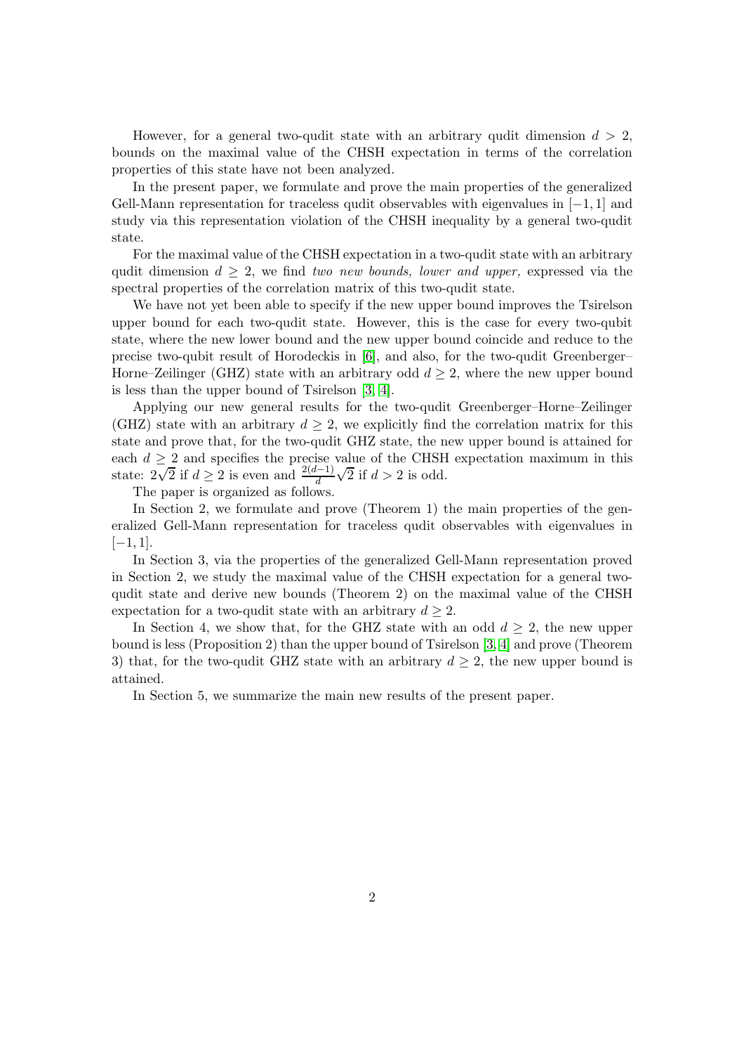However, for a general two-qudit state with an arbitrary qudit dimension $d > 2$, bounds on the maximal value of the CHSH expectation in terms of the correlation properties of this state have not been analyzed.

In the present paper, we formulate and prove the main properties of the generalized Gell-Mann representation for traceless qudit observables with eigenvalues in $[-1, 1]$ and study via this representation violation of the CHSH inequality by a general two-qudit state.

For the maximal value of the CHSH expectation in a two-qudit state with an arbitrary qudit dimension $d \geq 2$, we find *two new bounds, lower and upper,* expressed via the spectral properties of the correlation matrix of this two-qudit state.

We have not yet been able to specify if the new upper bound improves the Tsirelson upper bound for each two-qudit state. However, this is the case for every two-qubit state, where the new lower bound and the new upper bound coincide and reduce to the precise two-qubit result of Horodeckis in [6], and also, for the two-qudit Greenberger–Horne–Zeilinger (GHZ) state with an arbitrary odd $d \geq 2$, where the new upper bound is less than the upper bound of Tsirelson [3, 4].

Applying our new general results for the two-qudit Greenberger–Horne–Zeilinger (GHZ) state with an arbitrary $d \geq 2$, we explicitly find the correlation matrix for this state and prove that, for the two-qudit GHZ state, the new upper bound is attained for each $d \geq 2$ and specifies the precise value of the CHSH expectation maximum in this state: $2\sqrt{2}$ if $d \geq 2$ is even and $\frac{2(d-1)}{d}\sqrt{2}$ if $d > 2$ is odd.

The paper is organized as follows.

In Section 2, we formulate and prove (Theorem 1) the main properties of the generalized Gell-Mann representation for traceless qudit observables with eigenvalues in $[-1, 1]$.

In Section 3, via the properties of the generalized Gell-Mann representation proved in Section 2, we study the maximal value of the CHSH expectation for a general two-qudit state and derive new bounds (Theorem 2) on the maximal value of the CHSH expectation for a two-qudit state with an arbitrary $d \geq 2$.

In Section 4, we show that, for the GHZ state with an odd $d \geq 2$, the new upper bound is less (Proposition 2) than the upper bound of Tsirelson [3, 4] and prove (Theorem 3) that, for the two-qudit GHZ state with an arbitrary $d \geq 2$, the new upper bound is attained.

In Section 5, we summarize the main new results of the present paper.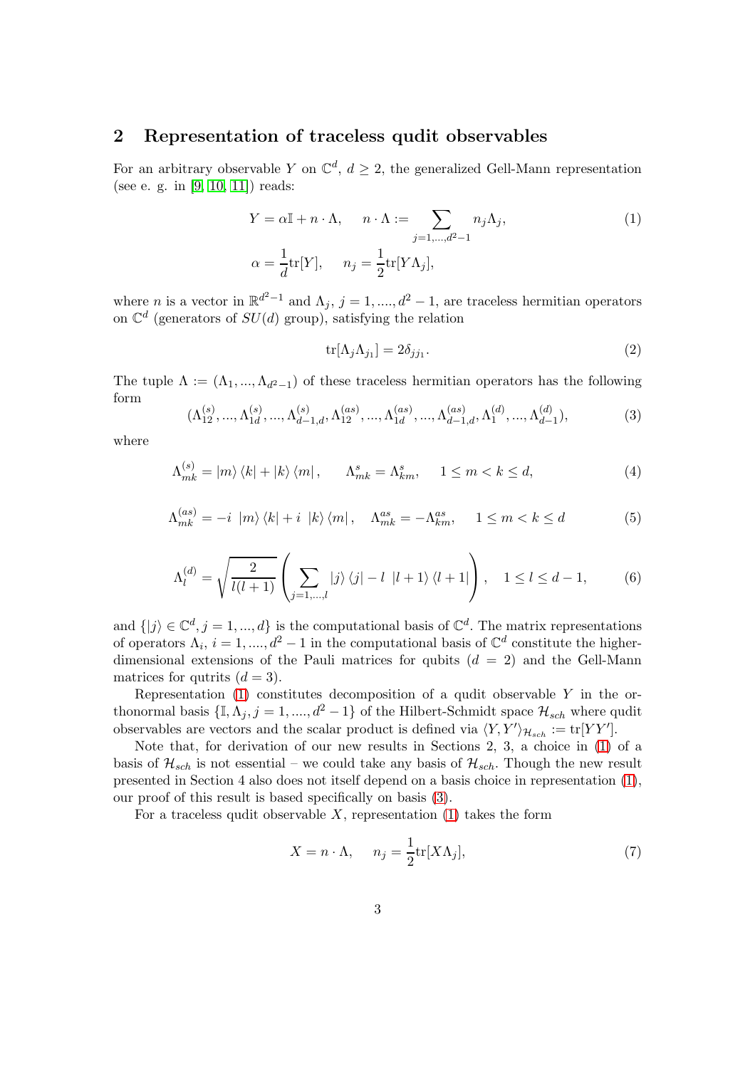## 2 Representation of traceless qudit observables

For an arbitrary observable $Y$ on $\mathbb{C}^d$, $d \geq 2$, the generalized Gell-Mann representation (see e. g. in [9, 10, 11]) reads:

$$Y = \alpha \mathbb{I} + n \cdot \Lambda, \quad n \cdot \Lambda := \sum_{j=1,\ldots,d^2-1} n_j \Lambda_j, \tag{1}$$

$$\alpha = \frac{1}{d}\mathrm{tr}[Y], \quad n_j = \frac{1}{2}\mathrm{tr}[Y\Lambda_j],$$

where $n$ is a vector in $\mathbb{R}^{d^2-1}$ and $\Lambda_j$, $j = 1, ...., d^2 - 1$, are traceless hermitian operators on $\mathbb{C}^d$ (generators of $SU(d)$ group), satisfying the relation

$$\mathrm{tr}[\Lambda_j \Lambda_{j_1}] = 2\delta_{jj_1}. \tag{2}$$

The tuple $\Lambda := (\Lambda_1, ..., \Lambda_{d^2-1})$ of these traceless hermitian operators has the following form

$$(\Lambda_{12}^{(s)}, ..., \Lambda_{1d}^{(s)}, ..., \Lambda_{d-1,d}^{(s)}, \Lambda_{12}^{(as)}, ..., \Lambda_{1d}^{(as)}, ..., \Lambda_{d-1,d}^{(as)}, \Lambda_1^{(d)}, ..., \Lambda_{d-1}^{(d)}), \tag{3}$$

where

$$\Lambda_{mk}^{(s)} = |m\rangle\langle k| + |k\rangle\langle m|, \qquad \Lambda_{mk}^{s} = \Lambda_{km}^{s}, \quad 1 \leq m < k \leq d, \tag{4}$$

$$\Lambda_{mk}^{(as)} = -i\ |m\rangle\langle k| + i\ |k\rangle\langle m|, \quad \Lambda_{mk}^{as} = -\Lambda_{km}^{as}, \quad 1 \leq m < k \leq d \tag{5}$$

$$\Lambda_l^{(d)} = \sqrt{\frac{2}{l(l+1)}}\left(\sum_{j=1,\ldots,l} |j\rangle\langle j| - l\ |l+1\rangle\langle l+1|\right), \quad 1 \leq l \leq d-1, \tag{6}$$

and $\{|j\rangle \in \mathbb{C}^d, j = 1, ..., d\}$ is the computational basis of $\mathbb{C}^d$. The matrix representations of operators $\Lambda_i$, $i = 1, ...., d^2 - 1$ in the computational basis of $\mathbb{C}^d$ constitute the higher-dimensional extensions of the Pauli matrices for qubits ($d = 2$) and the Gell-Mann matrices for qutrits ($d = 3$).

Representation (1) constitutes decomposition of a qudit observable $Y$ in the orthonormal basis $\{\mathbb{I}, \Lambda_j, j = 1, ...., d^2 - 1\}$ of the Hilbert-Schmidt space $\mathcal{H}_{sch}$ where qudit observables are vectors and the scalar product is defined via $\langle Y, Y' \rangle_{\mathcal{H}_{sch}} := \mathrm{tr}[YY']$.

Note that, for derivation of our new results in Sections 2, 3, a choice in (1) of a basis of $\mathcal{H}_{sch}$ is not essential – we could take any basis of $\mathcal{H}_{sch}$. Though the new result presented in Section 4 also does not itself depend on a basis choice in representation (1), our proof of this result is based specifically on basis (3).

For a traceless qudit observable $X$, representation (1) takes the form

$$X = n \cdot \Lambda, \quad n_j = \frac{1}{2}\mathrm{tr}[X\Lambda_j], \tag{7}$$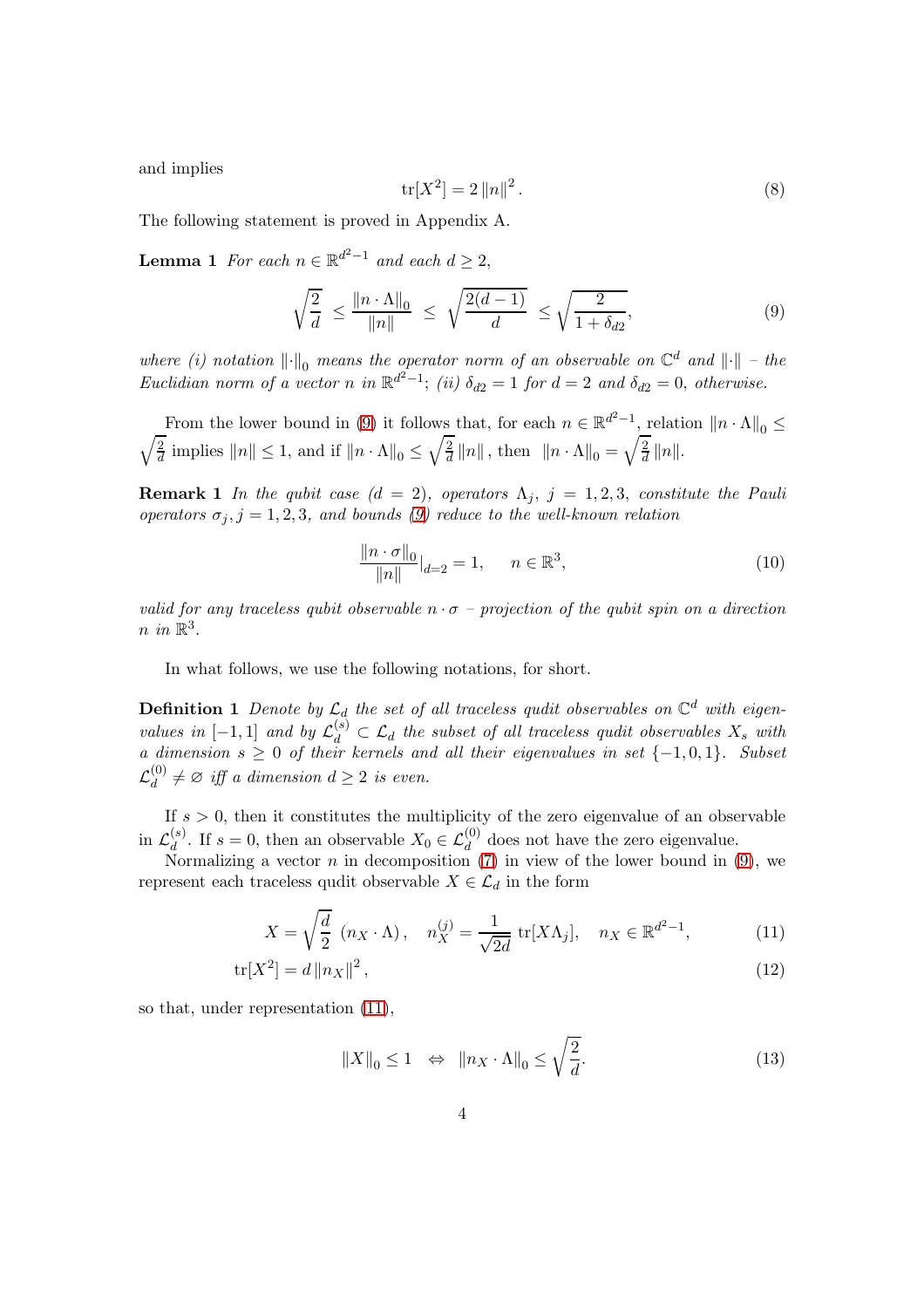and implies

$$\mathrm{tr}[X^2] = 2\,\|n\|^2\,. \tag{8}$$

The following statement is proved in Appendix A.

**Lemma 1** *For each $n \in \mathbb{R}^{d^2-1}$ and each $d \geq 2$,*

$$\sqrt{\frac{2}{d}} \;\leq \frac{\|n\cdot\Lambda\|_0}{\|n\|} \;\leq\; \sqrt{\frac{2(d-1)}{d}} \;\leq \sqrt{\frac{2}{1+\delta_{d2}}}, \tag{9}$$

*where (i) notation $\|\cdot\|_0$ means the operator norm of an observable on $\mathbb{C}^d$ and $\|\cdot\|$ – the Euclidian norm of a vector $n$ in $\mathbb{R}^{d^2-1}$; (ii) $\delta_{d2} = 1$ for $d = 2$ and $\delta_{d2} = 0$, otherwise.*

From the lower bound in (9) it follows that, for each $n \in \mathbb{R}^{d^2-1}$, relation $\|n\cdot\Lambda\|_0 \leq \sqrt{\frac{2}{d}}$ implies $\|n\| \leq 1$, and if $\|n\cdot\Lambda\|_0 \leq \sqrt{\frac{2}{d}}\,\|n\|$, then $\|n\cdot\Lambda\|_0 = \sqrt{\frac{2}{d}}\,\|n\|$.

**Remark 1** *In the qubit case ($d = 2$), operators $\Lambda_j$, $j = 1,2,3$, constitute the Pauli operators $\sigma_j, j = 1,2,3$, and bounds (9) reduce to the well-known relation*

$$\frac{\|n\cdot\sigma\|_0}{\|n\|}|_{d=2} = 1, \qquad n \in \mathbb{R}^3, \tag{10}$$

*valid for any traceless qubit observable $n\cdot\sigma$ – projection of the qubit spin on a direction $n$ in $\mathbb{R}^3$.*

In what follows, we use the following notations, for short.

**Definition 1** *Denote by $\mathcal{L}_d$ the set of all traceless qudit observables on $\mathbb{C}^d$ with eigenvalues in $[-1,1]$ and by $\mathcal{L}_d^{(s)} \subset \mathcal{L}_d$ the subset of all traceless qudit observables $X_s$ with a dimension $s \geq 0$ of their kernels and all their eigenvalues in set $\{-1,0,1\}$. Subset $\mathcal{L}_d^{(0)} \neq \varnothing$ iff a dimension $d \geq 2$ is even.*

If $s > 0$, then it constitutes the multiplicity of the zero eigenvalue of an observable in $\mathcal{L}_d^{(s)}$. If $s = 0$, then an observable $X_0 \in \mathcal{L}_d^{(0)}$ does not have the zero eigenvalue.

Normalizing a vector $n$ in decomposition (7) in view of the lower bound in (9), we represent each traceless qudit observable $X \in \mathcal{L}_d$ in the form

$$X = \sqrt{\frac{d}{2}}\;(n_X\cdot\Lambda)\,, \quad n_X^{(j)} = \frac{1}{\sqrt{2d}}\;\mathrm{tr}[X\Lambda_j], \quad n_X \in \mathbb{R}^{d^2-1}, \tag{11}$$

$$\mathrm{tr}[X^2] = d\,\|n_X\|^2\,, \tag{12}$$

so that, under representation (11),

$$\|X\|_0 \leq 1 \;\;\Leftrightarrow\;\; \|n_X\cdot\Lambda\|_0 \leq \sqrt{\frac{2}{d}}. \tag{13}$$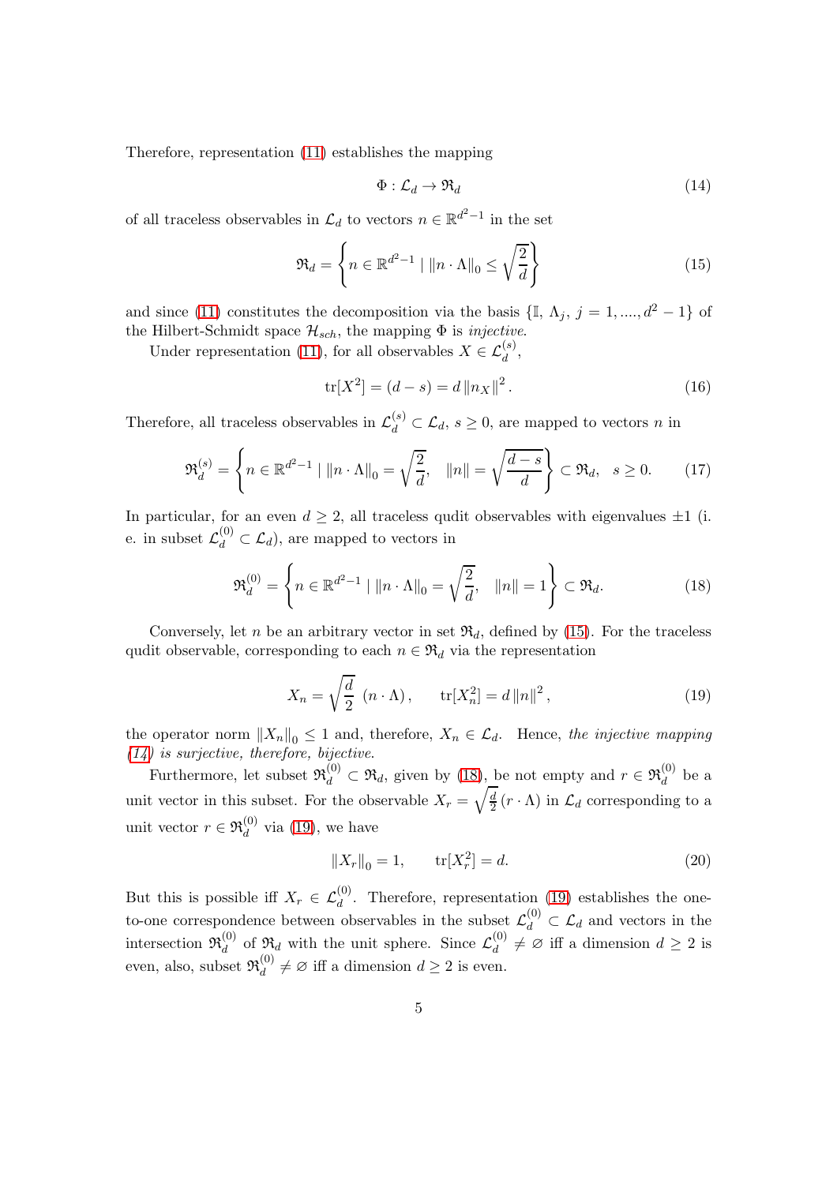Therefore, representation (11) establishes the mapping

$$\Phi : \mathcal{L}_d \to \mathfrak{R}_d \tag{14}$$

of all traceless observables in $\mathcal{L}_d$ to vectors $n \in \mathbb{R}^{d^2-1}$ in the set

$$\mathfrak{R}_d = \left\{ n \in \mathbb{R}^{d^2-1} \mid \|n \cdot \Lambda\|_0 \leq \sqrt{\frac{2}{d}} \right\} \tag{15}$$

and since (11) constitutes the decomposition via the basis $\{\mathbb{I}, \Lambda_j, j = 1, ...., d^2 - 1\}$ of the Hilbert-Schmidt space $\mathcal{H}_{sch}$, the mapping $\Phi$ is *injective*.

Under representation (11), for all observables $X \in \mathcal{L}_d^{(s)}$,

$$\mathrm{tr}[X^2] = (d - s) = d \|n_X\|^2. \tag{16}$$

Therefore, all traceless observables in $\mathcal{L}_d^{(s)} \subset \mathcal{L}_d$, $s \geq 0$, are mapped to vectors $n$ in

$$\mathfrak{R}_d^{(s)} = \left\{ n \in \mathbb{R}^{d^2-1} \mid \|n \cdot \Lambda\|_0 = \sqrt{\frac{2}{d}}, \quad \|n\| = \sqrt{\frac{d-s}{d}} \right\} \subset \mathfrak{R}_d, \quad s \geq 0. \tag{17}$$

In particular, for an even $d \geq 2$, all traceless qudit observables with eigenvalues $\pm 1$ (i. e. in subset $\mathcal{L}_d^{(0)} \subset \mathcal{L}_d$), are mapped to vectors in

$$\mathfrak{R}_d^{(0)} = \left\{ n \in \mathbb{R}^{d^2-1} \mid \|n \cdot \Lambda\|_0 = \sqrt{\frac{2}{d}}, \quad \|n\| = 1 \right\} \subset \mathfrak{R}_d. \tag{18}$$

Conversely, let $n$ be an arbitrary vector in set $\mathfrak{R}_d$, defined by (15). For the traceless qudit observable, corresponding to each $n \in \mathfrak{R}_d$ via the representation

$$X_n = \sqrt{\frac{d}{2}}\ (n \cdot \Lambda), \qquad \mathrm{tr}[X_n^2] = d \|n\|^2, \tag{19}$$

the operator norm $\|X_n\|_0 \leq 1$ and, therefore, $X_n \in \mathcal{L}_d$. Hence, *the injective mapping (14) is surjective, therefore, bijective.*

Furthermore, let subset $\mathfrak{R}_d^{(0)} \subset \mathfrak{R}_d$, given by (18), be not empty and $r \in \mathfrak{R}_d^{(0)}$ be a unit vector in this subset. For the observable $X_r = \sqrt{\frac{d}{2}}\,(r \cdot \Lambda)$ in $\mathcal{L}_d$ corresponding to a unit vector $r \in \mathfrak{R}_d^{(0)}$ via (19), we have

$$\|X_r\|_0 = 1, \qquad \mathrm{tr}[X_r^2] = d. \tag{20}$$

But this is possible iff $X_r \in \mathcal{L}_d^{(0)}$. Therefore, representation (19) establishes the one-to-one correspondence between observables in the subset $\mathcal{L}_d^{(0)} \subset \mathcal{L}_d$ and vectors in the intersection $\mathfrak{R}_d^{(0)}$ of $\mathfrak{R}_d$ with the unit sphere. Since $\mathcal{L}_d^{(0)} \neq \varnothing$ iff a dimension $d \geq 2$ is even, also, subset $\mathfrak{R}_d^{(0)} \neq \varnothing$ iff a dimension $d \geq 2$ is even.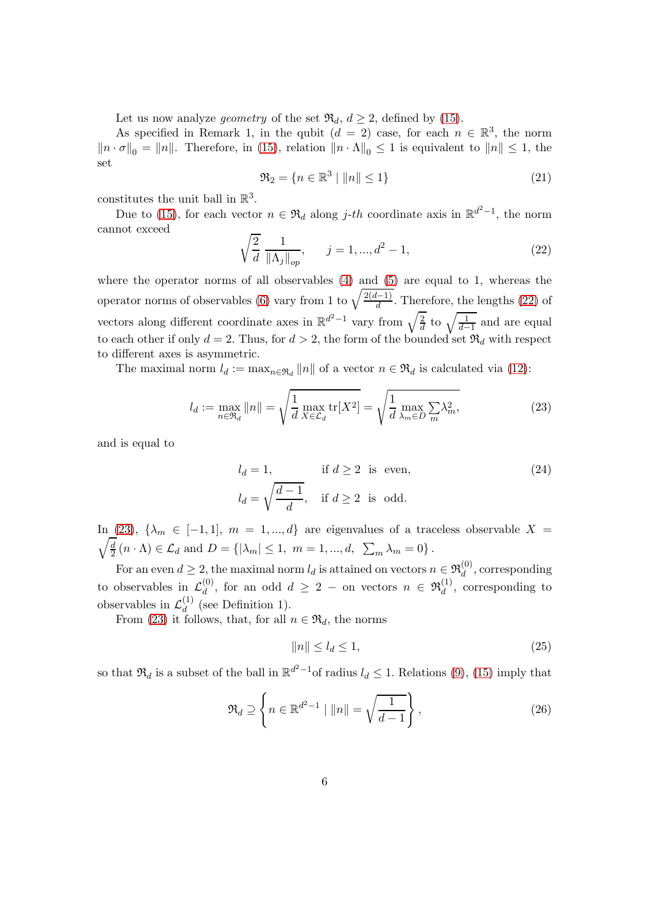Let us now analyze *geometry* of the set $\mathfrak{R}_d$, $d \geq 2$, defined by (15).

As specified in Remark 1, in the qubit ($d = 2$) case, for each $n \in \mathbb{R}^3$, the norm $\|n \cdot \sigma\|_0 = \|n\|$. Therefore, in (15), relation $\|n \cdot \Lambda\|_0 \leq 1$ is equivalent to $\|n\| \leq 1$, the set

$$\mathfrak{R}_2 = \{n \in \mathbb{R}^3 \mid \|n\| \leq 1\} \tag{21}$$

constitutes the unit ball in $\mathbb{R}^3$.

Due to (15), for each vector $n \in \mathfrak{R}_d$ along $j$-*th* coordinate axis in $\mathbb{R}^{d^2-1}$, the norm cannot exceed

$$\sqrt{\frac{2}{d}}\,\frac{1}{\|\Lambda_j\|_{op}}, \qquad j = 1, ..., d^2 - 1, \tag{22}$$

where the operator norms of all observables (4) and (5) are equal to 1, whereas the operator norms of observables (6) vary from 1 to $\sqrt{\frac{2(d-1)}{d}}$. Therefore, the lengths (22) of vectors along different coordinate axes in $\mathbb{R}^{d^2-1}$ vary from $\sqrt{\frac{2}{d}}$ to $\sqrt{\frac{1}{d-1}}$ and are equal to each other if only $d = 2$. Thus, for $d > 2$, the form of the bounded set $\mathfrak{R}_d$ with respect to different axes is asymmetric.

The maximal norm $l_d := \max_{n \in \mathfrak{R}_d} \|n\|$ of a vector $n \in \mathfrak{R}_d$ is calculated via (12):

$$l_d := \max_{n \in \mathfrak{R}_d} \|n\| = \sqrt{\frac{1}{d} \max_{X \in \mathcal{L}_d} \operatorname{tr}[X^2]} = \sqrt{\frac{1}{d} \max_{\lambda_m \in D} \sum_m \lambda_m^2}, \tag{23}$$

and is equal to

$$\begin{aligned} l_d &= 1, & &\text{if } d \geq 2 \text{ is even,} \\ l_d &= \sqrt{\frac{d-1}{d}}, & &\text{if } d \geq 2 \text{ is odd.} \end{aligned} \tag{24}$$

In (23), $\{\lambda_m \in [-1, 1],\ m = 1, ..., d\}$ are eigenvalues of a traceless observable $X = \sqrt{\frac{d}{2}}\,(n \cdot \Lambda) \in \mathcal{L}_d$ and $D = \{|\lambda_m| \leq 1,\ m = 1, ..., d,\ \sum_m \lambda_m = 0\}$.

For an even $d \geq 2$, the maximal norm $l_d$ is attained on vectors $n \in \mathfrak{R}_d^{(0)}$, corresponding to observables in $\mathcal{L}_d^{(0)}$, for an odd $d \geq 2$ – on vectors $n \in \mathfrak{R}_d^{(1)}$, corresponding to observables in $\mathcal{L}_d^{(1)}$ (see Definition 1).

From (23) it follows, that, for all $n \in \mathfrak{R}_d$, the norms

$$\|n\| \leq l_d \leq 1, \tag{25}$$

so that $\mathfrak{R}_d$ is a subset of the ball in $\mathbb{R}^{d^2-1}$of radius $l_d \leq 1$. Relations (9), (15) imply that

$$\mathfrak{R}_d \supseteq \left\{ n \in \mathbb{R}^{d^2-1} \mid \|n\| = \sqrt{\frac{1}{d-1}} \right\}, \tag{26}$$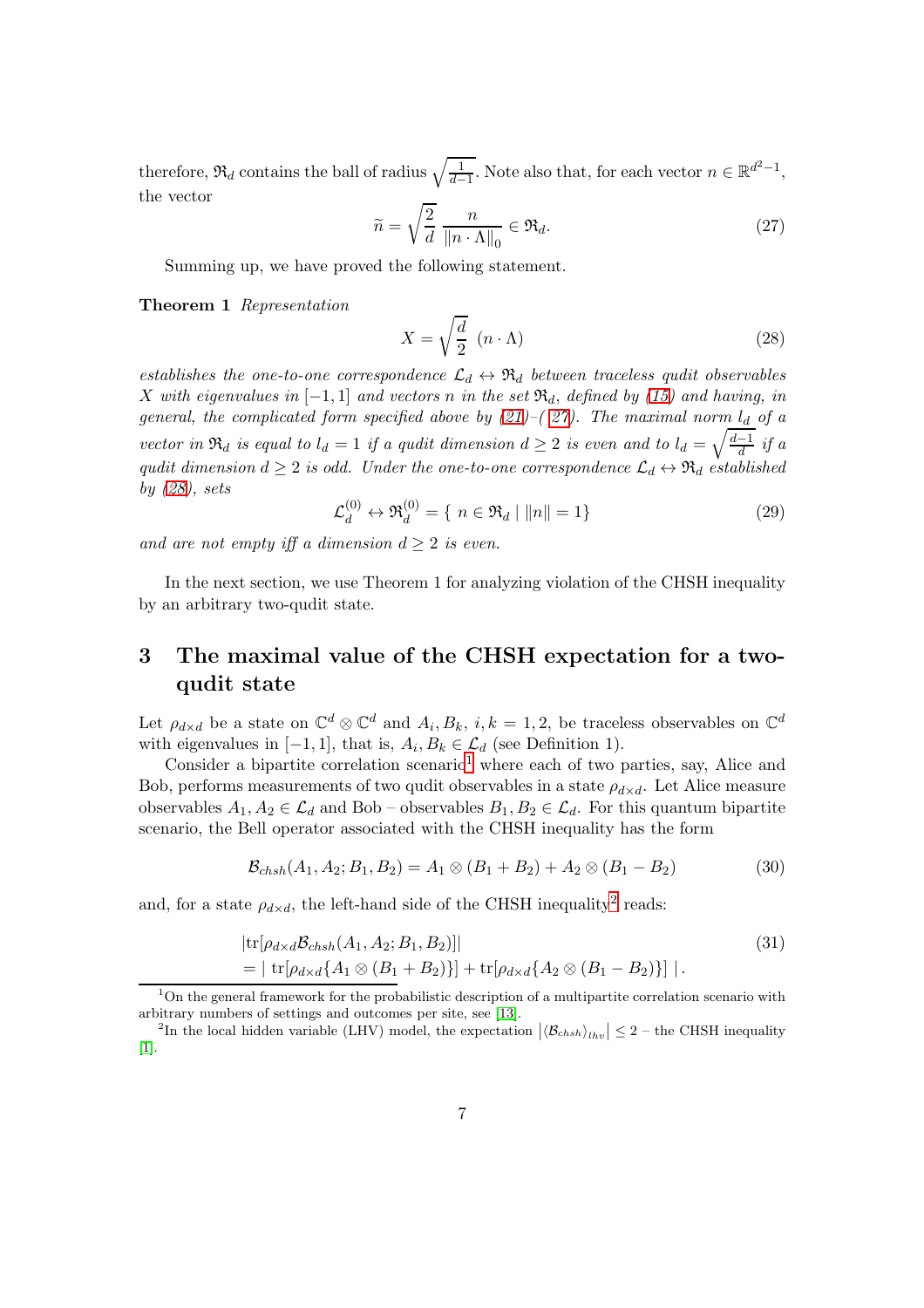therefore, $\mathfrak{R}_d$ contains the ball of radius $\sqrt{\frac{1}{d-1}}$. Note also that, for each vector $n \in \mathbb{R}^{d^2-1}$, the vector

$$\widetilde{n} = \sqrt{\frac{2}{d}}\ \frac{n}{\|n \cdot \Lambda\|_0} \in \mathfrak{R}_d. \tag{27}$$

Summing up, we have proved the following statement.

**Theorem 1** *Representation*

$$X = \sqrt{\frac{d}{2}}\ (n \cdot \Lambda) \tag{28}$$

*establishes the one-to-one correspondence $\mathcal{L}_d \leftrightarrow \mathfrak{R}_d$ between traceless qudit observables $X$ with eigenvalues in $[-1, 1]$ and vectors $n$ in the set $\mathfrak{R}_d$, defined by (15) and having, in general, the complicated form specified above by (21)–(27). The maximal norm $l_d$ of a vector in $\mathfrak{R}_d$ is equal to $l_d = 1$ if a qudit dimension $d \geq 2$ is even and to $l_d = \sqrt{\frac{d-1}{d}}$ if a qudit dimension $d \geq 2$ is odd. Under the one-to-one correspondence $\mathcal{L}_d \leftrightarrow \mathfrak{R}_d$ established by (28), sets*

$$\mathcal{L}_d^{(0)} \leftrightarrow \mathfrak{R}_d^{(0)} = \{\ n \in \mathfrak{R}_d \mid \|n\| = 1\} \tag{29}$$

*and are not empty iff a dimension $d \geq 2$ is even.*

In the next section, we use Theorem 1 for analyzing violation of the CHSH inequality by an arbitrary two-qudit state.

## 3 The maximal value of the CHSH expectation for a two-qudit state

Let $\rho_{d\times d}$ be a state on $\mathbb{C}^d \otimes \mathbb{C}^d$ and $A_i, B_k,\ i, k = 1, 2$, be traceless observables on $\mathbb{C}^d$ with eigenvalues in $[-1, 1]$, that is, $A_i, B_k \in \mathcal{L}_d$ (see Definition 1).

Consider a bipartite correlation scenario[1] where each of two parties, say, Alice and Bob, performs measurements of two qudit observables in a state $\rho_{d\times d}$. Let Alice measure observables $A_1, A_2 \in \mathcal{L}_d$ and Bob – observables $B_1, B_2 \in \mathcal{L}_d$. For this quantum bipartite scenario, the Bell operator associated with the CHSH inequality has the form

$$\mathcal{B}_{chsh}(A_1, A_2; B_1, B_2) = A_1 \otimes (B_1 + B_2) + A_2 \otimes (B_1 - B_2) \tag{30}$$

and, for a state $\rho_{d\times d}$, the left-hand side of the CHSH inequality[2] reads:

$$\begin{aligned} &|\mathrm{tr}[\rho_{d\times d}\mathcal{B}_{chsh}(A_1, A_2; B_1, B_2)]| \\ &= |\ \mathrm{tr}[\rho_{d\times d}\{A_1 \otimes (B_1 + B_2)\}] + \mathrm{tr}[\rho_{d\times d}\{A_2 \otimes (B_1 - B_2)\}]\ |\,. \end{aligned} \tag{31}$$

[1] On the general framework for the probabilistic description of a multipartite correlation scenario with arbitrary numbers of settings and outcomes per site, see [13].

[2] In the local hidden variable (LHV) model, the expectation $\left|\langle\mathcal{B}_{chsh}\rangle_{lhv}\right| \leq 2$ – the CHSH inequality [1].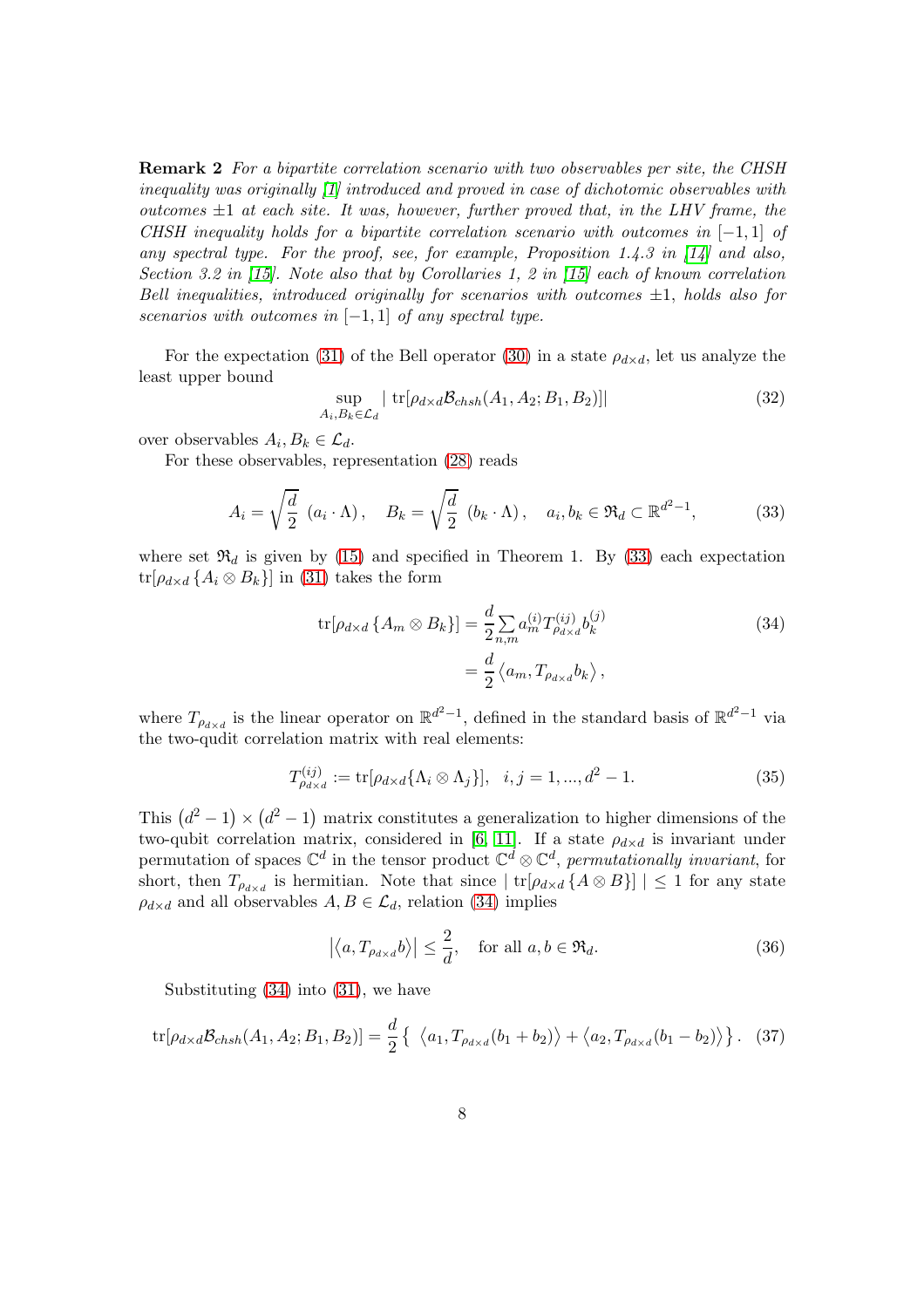**Remark 2** *For a bipartite correlation scenario with two observables per site, the CHSH inequality was originally [1] introduced and proved in case of dichotomic observables with outcomes $\pm 1$ at each site. It was, however, further proved that, in the LHV frame, the CHSH inequality holds for a bipartite correlation scenario with outcomes in $[-1,1]$ of any spectral type. For the proof, see, for example, Proposition 1.4.3 in [14] and also, Section 3.2 in [15]. Note also that by Corollaries 1, 2 in [15] each of known correlation Bell inequalities, introduced originally for scenarios with outcomes $\pm 1$, holds also for scenarios with outcomes in $[-1,1]$ of any spectral type.*

For the expectation (31) of the Bell operator (30) in a state $\rho_{d\times d}$, let us analyze the least upper bound

$$\sup_{A_i, B_k \in \mathcal{L}_d} |\operatorname{tr}[\rho_{d\times d}\mathcal{B}_{chsh}(A_1, A_2; B_1, B_2)]| \tag{32}$$

over observables $A_i, B_k \in \mathcal{L}_d$.

For these observables, representation (28) reads

$$A_i = \sqrt{\frac{d}{2}}\ (a_i \cdot \Lambda)\,, \quad B_k = \sqrt{\frac{d}{2}}\ (b_k \cdot \Lambda)\,, \quad a_i, b_k \in \mathfrak{R}_d \subset \mathbb{R}^{d^2-1}, \tag{33}$$

where set $\mathfrak{R}_d$ is given by (15) and specified in Theorem 1. By (33) each expectation $\operatorname{tr}[\rho_{d\times d}\{A_i \otimes B_k\}]$ in (31) takes the form

$$\begin{aligned}\operatorname{tr}[\rho_{d\times d}\{A_m \otimes B_k\}] &= \frac{d}{2}\sum_{n,m} a_m^{(i)} T_{\rho_{d\times d}}^{(ij)} b_k^{(j)} \\ &= \frac{d}{2}\left\langle a_m, T_{\rho_{d\times d}} b_k \right\rangle,\end{aligned} \tag{34}$$

where $T_{\rho_{d\times d}}$ is the linear operator on $\mathbb{R}^{d^2-1}$, defined in the standard basis of $\mathbb{R}^{d^2-1}$ via the two-qudit correlation matrix with real elements:

$$T_{\rho_{d\times d}}^{(ij)} := \operatorname{tr}[\rho_{d\times d}\{\Lambda_i \otimes \Lambda_j\}], \quad i,j = 1, ..., d^2-1. \tag{35}$$

This $\left(d^2-1\right) \times \left(d^2-1\right)$ matrix constitutes a generalization to higher dimensions of the two-qubit correlation matrix, considered in [6, 11]. If a state $\rho_{d\times d}$ is invariant under permutation of spaces $\mathbb{C}^d$ in the tensor product $\mathbb{C}^d \otimes \mathbb{C}^d$, *permutationally invariant*, for short, then $T_{\rho_{d\times d}}$ is hermitian. Note that since $|\operatorname{tr}[\rho_{d\times d}\{A \otimes B\}]| \leq 1$ for any state $\rho_{d\times d}$ and all observables $A, B \in \mathcal{L}_d$, relation (34) implies

$$\left|\left\langle a, T_{\rho_{d\times d}} b\right\rangle\right| \leq \frac{2}{d}, \quad \text{for all } a, b \in \mathfrak{R}_d. \tag{36}$$

Substituting (34) into (31), we have

$$\operatorname{tr}[\rho_{d\times d}\mathcal{B}_{chsh}(A_1, A_2; B_1, B_2)] = \frac{d}{2}\left\{\ \left\langle a_1, T_{\rho_{d\times d}}(b_1 + b_2)\right\rangle + \left\langle a_2, T_{\rho_{d\times d}}(b_1 - b_2)\right\rangle\right\}. \tag{37}$$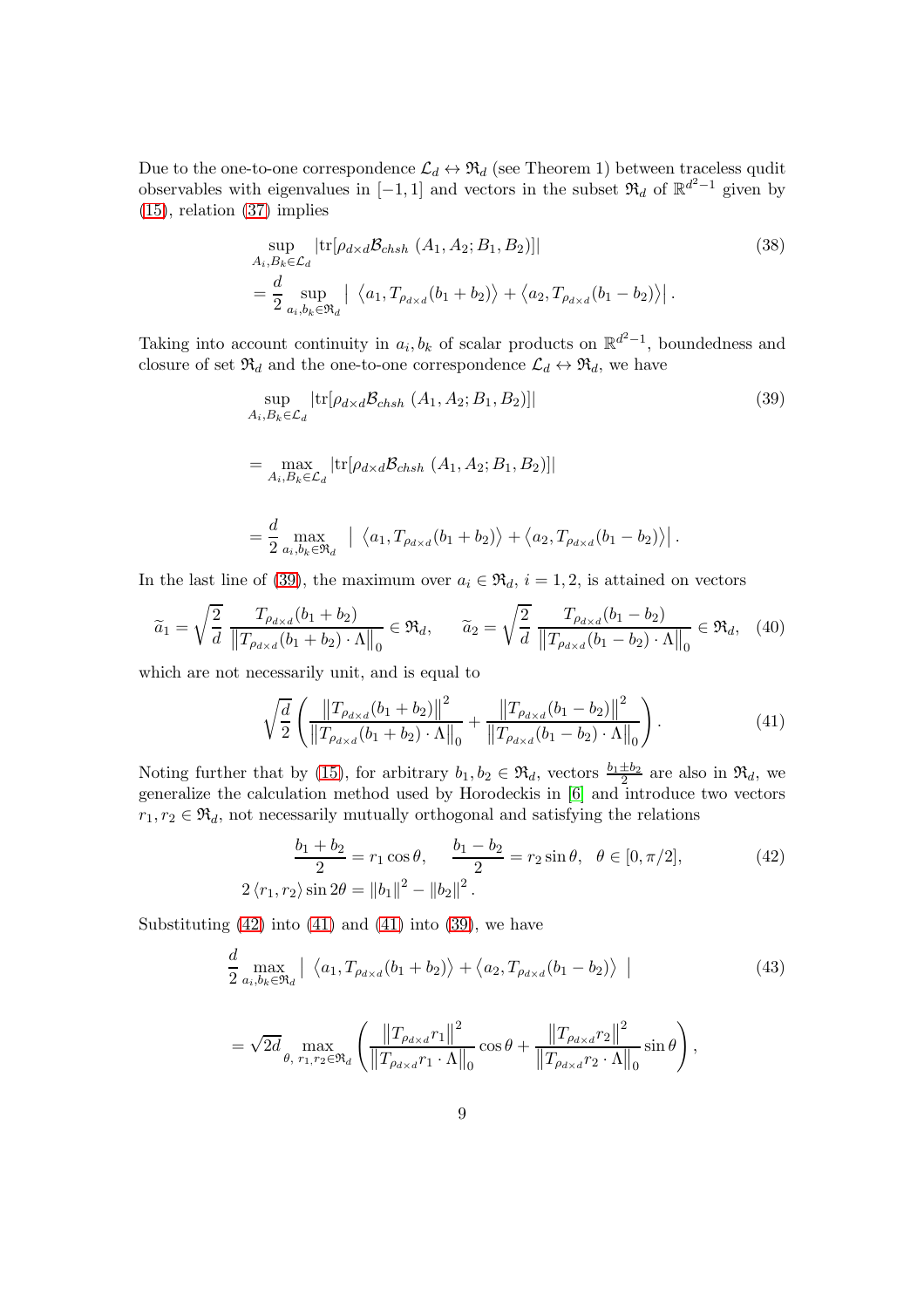Due to the one-to-one correspondence $\mathcal{L}_d \leftrightarrow \mathfrak{R}_d$ (see Theorem 1) between traceless qudit observables with eigenvalues in $[-1, 1]$ and vectors in the subset $\mathfrak{R}_d$ of $\mathbb{R}^{d^2-1}$ given by (15), relation (37) implies

$$
\begin{aligned}
&\sup_{A_i, B_k \in \mathcal{L}_d} \left|\mathrm{tr}[\rho_{d\times d}\mathcal{B}_{chsh}\ (A_1, A_2; B_1, B_2)]\right| \\
&= \frac{d}{2} \sup_{a_i, b_k \in \mathfrak{R}_d} \left|\ \langle a_1, T_{\rho_{d\times d}}(b_1 + b_2)\rangle + \langle a_2, T_{\rho_{d\times d}}(b_1 - b_2)\rangle \right|.
\end{aligned}
\tag{38}
$$

Taking into account continuity in $a_i, b_k$ of scalar products on $\mathbb{R}^{d^2-1}$, boundedness and closure of set $\mathfrak{R}_d$ and the one-to-one correspondence $\mathcal{L}_d \leftrightarrow \mathfrak{R}_d$, we have

$$
\begin{aligned}
&\sup_{A_i, B_k \in \mathcal{L}_d} \left|\mathrm{tr}[\rho_{d\times d}\mathcal{B}_{chsh}\ (A_1, A_2; B_1, B_2)]\right| \\
&= \max_{A_i, B_k \in \mathcal{L}_d} \left|\mathrm{tr}[\rho_{d\times d}\mathcal{B}_{chsh}\ (A_1, A_2; B_1, B_2)]\right| \\
&= \frac{d}{2} \max_{a_i, b_k \in \mathfrak{R}_d} \left|\ \langle a_1, T_{\rho_{d\times d}}(b_1 + b_2)\rangle + \langle a_2, T_{\rho_{d\times d}}(b_1 - b_2)\rangle \right|.
\end{aligned}
\tag{39}
$$

In the last line of (39), the maximum over $a_i \in \mathfrak{R}_d$, $i = 1, 2$, is attained on vectors

$$
\widetilde{a}_1 = \sqrt{\frac{2}{d}}\ \frac{T_{\rho_{d\times d}}(b_1 + b_2)}{\left\|T_{\rho_{d\times d}}(b_1 + b_2) \cdot \Lambda\right\|_0} \in \mathfrak{R}_d, \qquad \widetilde{a}_2 = \sqrt{\frac{2}{d}}\ \frac{T_{\rho_{d\times d}}(b_1 - b_2)}{\left\|T_{\rho_{d\times d}}(b_1 - b_2) \cdot \Lambda\right\|_0} \in \mathfrak{R}_d, \tag{40}
$$

which are not necessarily unit, and is equal to

$$
\sqrt{\frac{d}{2}} \left( \frac{\left\|T_{\rho_{d\times d}}(b_1 + b_2)\right\|^2}{\left\|T_{\rho_{d\times d}}(b_1 + b_2) \cdot \Lambda\right\|_0} + \frac{\left\|T_{\rho_{d\times d}}(b_1 - b_2)\right\|^2}{\left\|T_{\rho_{d\times d}}(b_1 - b_2) \cdot \Lambda\right\|_0} \right). \tag{41}
$$

Noting further that by (15), for arbitrary $b_1, b_2 \in \mathfrak{R}_d$, vectors $\frac{b_1 \pm b_2}{2}$ are also in $\mathfrak{R}_d$, we generalize the calculation method used by Horodeckis in [6] and introduce two vectors $r_1, r_2 \in \mathfrak{R}_d$, not necessarily mutually orthogonal and satisfying the relations

$$
\begin{aligned}
&\frac{b_1 + b_2}{2} = r_1 \cos\theta, \qquad \frac{b_1 - b_2}{2} = r_2 \sin\theta, \quad \theta \in [0, \pi/2], \\
&2\langle r_1, r_2\rangle \sin 2\theta = \|b_1\|^2 - \|b_2\|^2.
\end{aligned}
\tag{42}
$$

Substituting (42) into (41) and (41) into (39), we have

$$
\begin{aligned}
&\frac{d}{2} \max_{a_i, b_k \in \mathfrak{R}_d} \left|\ \langle a_1, T_{\rho_{d\times d}}(b_1 + b_2)\rangle + \langle a_2, T_{\rho_{d\times d}}(b_1 - b_2)\rangle\ \right| \\
&= \sqrt{2d} \max_{\theta,\ r_1, r_2 \in \mathfrak{R}_d} \left( \frac{\left\|T_{\rho_{d\times d}} r_1\right\|^2}{\left\|T_{\rho_{d\times d}} r_1 \cdot \Lambda\right\|_0} \cos\theta + \frac{\left\|T_{\rho_{d\times d}} r_2\right\|^2}{\left\|T_{\rho_{d\times d}} r_2 \cdot \Lambda\right\|_0} \sin\theta \right),
\end{aligned}
\tag{43}
$$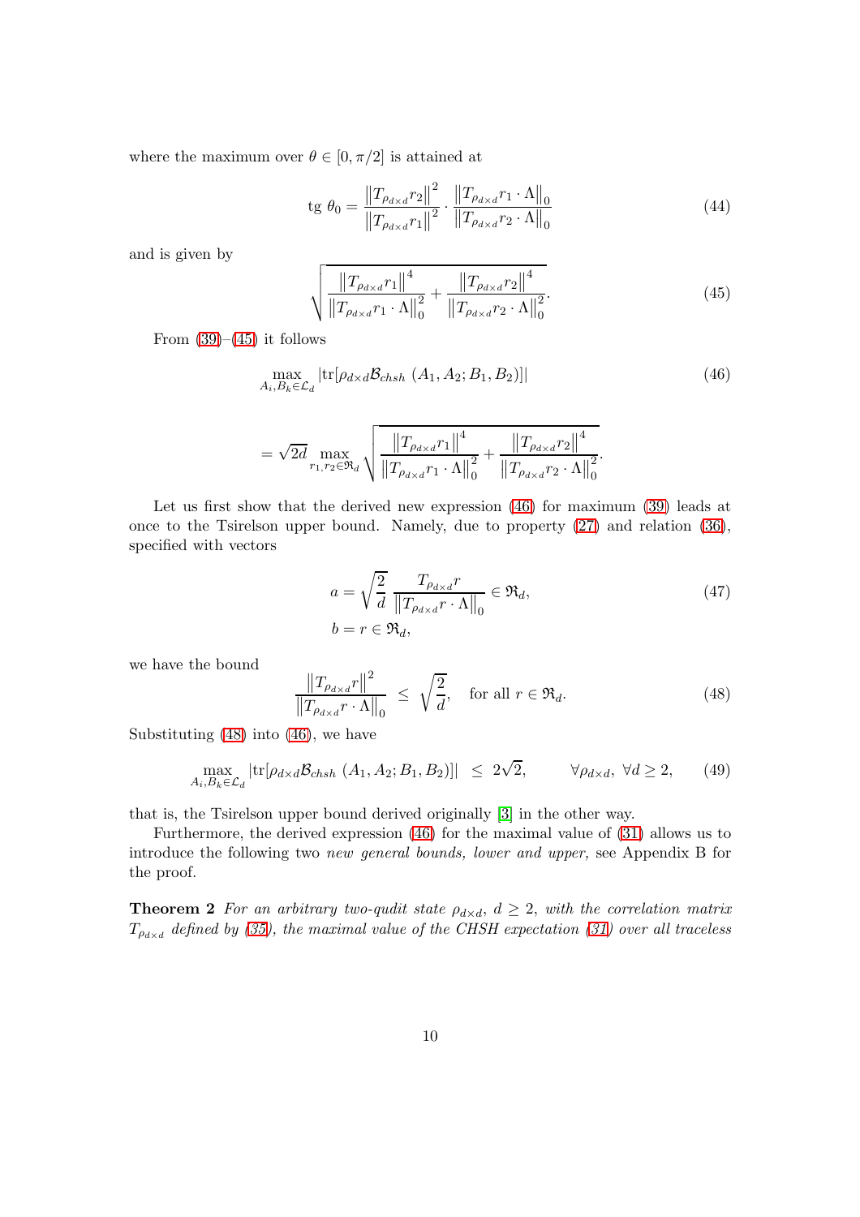where the maximum over $\theta \in [0, \pi/2]$ is attained at

$$\text{tg } \theta_0 = \frac{\left\|T_{\rho_{d\times d}} r_2\right\|^2}{\left\|T_{\rho_{d\times d}} r_1\right\|^2} \cdot \frac{\left\|T_{\rho_{d\times d}} r_1 \cdot \Lambda\right\|_0}{\left\|T_{\rho_{d\times d}} r_2 \cdot \Lambda\right\|_0} \tag{44}$$

and is given by

$$\sqrt{\frac{\left\|T_{\rho_{d\times d}} r_1\right\|^4}{\left\|T_{\rho_{d\times d}} r_1 \cdot \Lambda\right\|_0^2} + \frac{\left\|T_{\rho_{d\times d}} r_2\right\|^4}{\left\|T_{\rho_{d\times d}} r_2 \cdot \Lambda\right\|_0^2}}. \tag{45}$$

From (39)–(45) it follows

$$\max_{A_i, B_k \in \mathcal{L}_d} \left|\text{tr}[\rho_{d\times d} \mathcal{B}_{chsh}\ (A_1, A_2; B_1, B_2)]\right| \tag{46}$$

$$= \sqrt{2d} \max_{r_1, r_2 \in \mathfrak{R}_d} \sqrt{\frac{\left\|T_{\rho_{d\times d}} r_1\right\|^4}{\left\|T_{\rho_{d\times d}} r_1 \cdot \Lambda\right\|_0^2} + \frac{\left\|T_{\rho_{d\times d}} r_2\right\|^4}{\left\|T_{\rho_{d\times d}} r_2 \cdot \Lambda\right\|_0^2}}.$$

Let us first show that the derived new expression (46) for maximum (39) leads at once to the Tsirelson upper bound. Namely, due to property (27) and relation (36), specified with vectors

$$\begin{aligned} a &= \sqrt{\frac{2}{d}}\ \frac{T_{\rho_{d\times d}} r}{\left\|T_{\rho_{d\times d}} r \cdot \Lambda\right\|_0} \in \mathfrak{R}_d, \\ b &= r \in \mathfrak{R}_d, \end{aligned} \tag{47}$$

we have the bound

$$\frac{\left\|T_{\rho_{d\times d}} r\right\|^2}{\left\|T_{\rho_{d\times d}} r \cdot \Lambda\right\|_0} \ \leq\ \sqrt{\frac{2}{d}}, \quad \text{for all } r \in \mathfrak{R}_d. \tag{48}$$

Substituting (48) into (46), we have

$$\max_{A_i, B_k \in \mathcal{L}_d} \left|\text{tr}[\rho_{d\times d} \mathcal{B}_{chsh}\ (A_1, A_2; B_1, B_2)]\right| \ \leq\ 2\sqrt{2}, \qquad \forall \rho_{d\times d},\ \forall d \geq 2, \tag{49}$$

that is, the Tsirelson upper bound derived originally [3] in the other way.

Furthermore, the derived expression (46) for the maximal value of (31) allows us to introduce the following two *new general bounds, lower and upper,* see Appendix B for the proof.

**Theorem 2** *For an arbitrary two-qudit state $\rho_{d\times d}$, $d \geq 2$, with the correlation matrix $T_{\rho_{d\times d}}$ defined by (35), the maximal value of the CHSH expectation (31) over all traceless*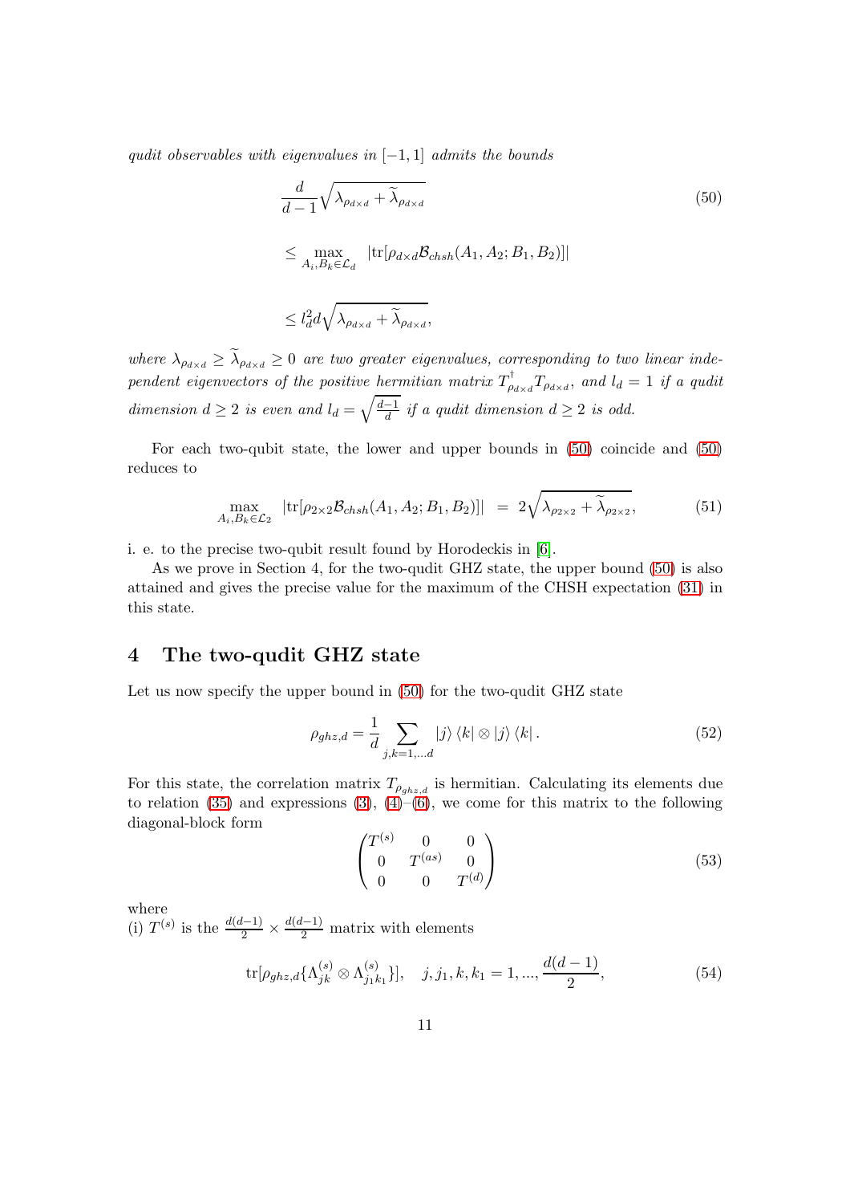*qudit observables with eigenvalues in $[-1,1]$ admits the bounds*

$$
\begin{aligned}
&\frac{d}{d-1}\sqrt{\lambda_{\rho_{d\times d}}+\widetilde{\lambda}_{\rho_{d\times d}}} \qquad (50)\\
&\leq \max_{A_i,B_k\in\mathcal{L}_d} \left|\mathrm{tr}[\rho_{d\times d}\mathcal{B}_{chsh}(A_1,A_2;B_1,B_2)]\right| \\
&\leq l_d^2 d\sqrt{\lambda_{\rho_{d\times d}}+\widetilde{\lambda}_{\rho_{d\times d}}},
\end{aligned}
$$

*where $\lambda_{\rho_{d\times d}} \geq \widetilde{\lambda}_{\rho_{d\times d}} \geq 0$ are two greater eigenvalues, corresponding to two linear independent eigenvectors of the positive hermitian matrix $T^{\dagger}_{\rho_{d\times d}}T_{\rho_{d\times d}}$, and $l_d = 1$ if a qudit dimension $d \geq 2$ is even and $l_d = \sqrt{\frac{d-1}{d}}$ if a qudit dimension $d \geq 2$ is odd.*

For each two-qubit state, the lower and upper bounds in (50) coincide and (50) reduces to

$$
\max_{A_i,B_k\in\mathcal{L}_2} \left|\mathrm{tr}[\rho_{2\times 2}\mathcal{B}_{chsh}(A_1,A_2;B_1,B_2)]\right| \;=\; 2\sqrt{\lambda_{\rho_{2\times 2}}+\widetilde{\lambda}_{\rho_{2\times 2}}}, \tag{51}
$$

i. e. to the precise two-qubit result found by Horodeckis in [6].

As we prove in Section 4, for the two-qudit GHZ state, the upper bound (50) is also attained and gives the precise value for the maximum of the CHSH expectation (31) in this state.

## 4 The two-qudit GHZ state

Let us now specify the upper bound in (50) for the two-qudit GHZ state

$$
\rho_{ghz,d} = \frac{1}{d}\sum_{j,k=1,\ldots d} |j\rangle\langle k| \otimes |j\rangle\langle k|. \tag{52}
$$

For this state, the correlation matrix $T_{\rho_{ghz,d}}$ is hermitian. Calculating its elements due to relation (35) and expressions (3), (4)–(6), we come for this matrix to the following diagonal-block form

$$
\begin{pmatrix} T^{(s)} & 0 & 0 \\ 0 & T^{(as)} & 0 \\ 0 & 0 & T^{(d)} \end{pmatrix} \tag{53}
$$

where

(i) $T^{(s)}$ is the $\frac{d(d-1)}{2}\times\frac{d(d-1)}{2}$ matrix with elements

$$
\mathrm{tr}[\rho_{ghz,d}\{\Lambda^{(s)}_{jk}\otimes\Lambda^{(s)}_{j_1k_1}\}], \quad j,j_1,k,k_1 = 1,\ldots,\frac{d(d-1)}{2}, \tag{54}
$$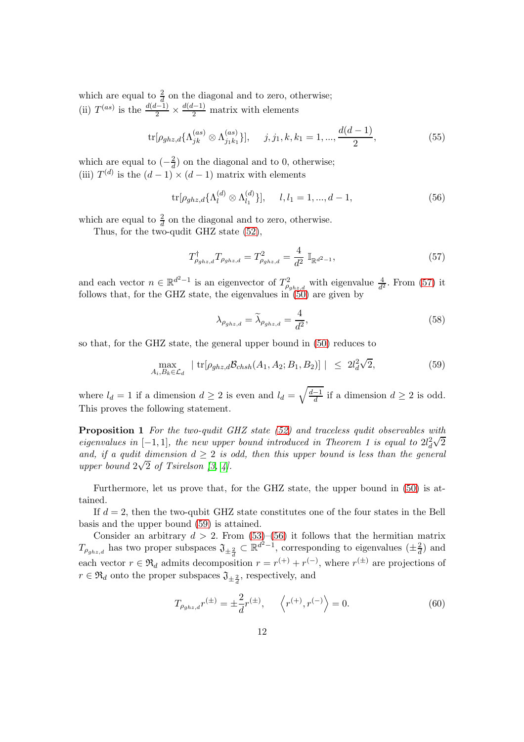which are equal to $\frac{2}{d}$ on the diagonal and to zero, otherwise;
(ii) $T^{(as)}$ is the $\frac{d(d-1)}{2} \times \frac{d(d-1)}{2}$ matrix with elements

$$\operatorname{tr}[\rho_{ghz,d}\{\Lambda_{jk}^{(as)} \otimes \Lambda_{j_1k_1}^{(as)}\}], \quad j, j_1, k, k_1 = 1, ..., \frac{d(d-1)}{2}, \tag{55}$$

which are equal to $(-\frac{2}{d})$ on the diagonal and to 0, otherwise;
(iii) $T^{(d)}$ is the $(d-1) \times (d-1)$ matrix with elements

$$\operatorname{tr}[\rho_{ghz,d}\{\Lambda_{l}^{(d)} \otimes \Lambda_{l_1}^{(d)}\}], \quad l, l_1 = 1, ..., d-1, \tag{56}$$

which are equal to $\frac{2}{d}$ on the diagonal and to zero, otherwise.

Thus, for the two-qudit GHZ state (52),

$$T_{\rho_{ghz,d}}^{\dagger} T_{\rho_{ghz,d}} = T_{\rho_{ghz,d}}^{2} = \frac{4}{d^2}\ \mathbb{I}_{\mathbb{R}^{d^2-1}}, \tag{57}$$

and each vector $n \in \mathbb{R}^{d^2-1}$ is an eigenvector of $T_{\rho_{ghz,d}}^2$ with eigenvalue $\frac{4}{d^2}$. From (57) it follows that, for the GHZ state, the eigenvalues in (50) are given by

$$\lambda_{\rho_{ghz,d}} = \widetilde{\lambda}_{\rho_{ghz,d}} = \frac{4}{d^2}, \tag{58}$$

so that, for the GHZ state, the general upper bound in (50) reduces to

$$\max_{A_i, B_k \in \mathcal{L}_d} \ |\operatorname{tr}[\rho_{ghz,d}\mathcal{B}_{chsh}(A_1, A_2; B_1, B_2)]\ | \ \leq \ 2l_d^2\sqrt{2}, \tag{59}$$

where $l_d = 1$ if a dimension $d \geq 2$ is even and $l_d = \sqrt{\frac{d-1}{d}}$ if a dimension $d \geq 2$ is odd. This proves the following statement.

**Proposition 1** *For the two-qudit GHZ state (52) and traceless qudit observables with eigenvalues in $[-1, 1]$, the new upper bound introduced in Theorem 1 is equal to $2l_d^2\sqrt{2}$ and, if a qudit dimension $d \geq 2$ is odd, then this upper bound is less than the general upper bound $2\sqrt{2}$ of Tsirelson [3, 4].*

Furthermore, let us prove that, for the GHZ state, the upper bound in (50) is attained.

If $d = 2$, then the two-qubit GHZ state constitutes one of the four states in the Bell basis and the upper bound (59) is attained.

Consider an arbitrary $d > 2$. From (53)–(56) it follows that the hermitian matrix $T_{\rho_{ghz,d}}$ has two proper subspaces $\mathfrak{J}_{\pm\frac{2}{d}} \subset \mathbb{R}^{d^2-1}$, corresponding to eigenvalues $(\pm\frac{2}{d})$ and each vector $r \in \mathfrak{R}_d$ admits decomposition $r = r^{(+)} + r^{(-)}$, where $r^{(\pm)}$ are projections of $r \in \mathfrak{R}_d$ onto the proper subspaces $\mathfrak{J}_{\pm\frac{2}{d}}$, respectively, and

$$T_{\rho_{ghz,d}} r^{(\pm)} = \pm\frac{2}{d} r^{(\pm)}, \quad \left\langle r^{(+)}, r^{(-)} \right\rangle = 0. \tag{60}$$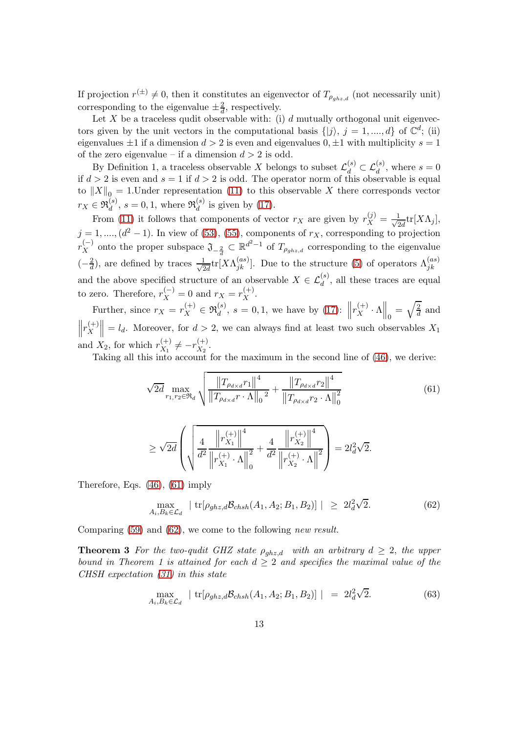If projection $r^{(\pm)} \neq 0$, then it constitutes an eigenvector of $T_{\rho_{ghz,d}}$ (not necessarily unit) corresponding to the eigenvalue $\pm\frac{2}{d}$, respectively.

Let $X$ be a traceless qudit observable with: (i) $d$ mutually orthogonal unit eigenvectors given by the unit vectors in the computational basis $\{|j\rangle,\ j = 1, ...., d\}$ of $\mathbb{C}^d$; (ii) eigenvalues $\pm 1$ if a dimension $d > 2$ is even and eigenvalues $0, \pm 1$ with multiplicity $s = 1$ of the zero eigenvalue – if a dimension $d > 2$ is odd.

By Definition 1, a traceless observable $X$ belongs to subset $\mathcal{L}_d^{(s)} \subset \mathcal{L}_d^{(s)}$, where $s = 0$ if $d > 2$ is even and $s = 1$ if $d > 2$ is odd. The operator norm of this observable is equal to $\|X\|_0 = 1$.Under representation (11) to this observable $X$ there corresponds vector $r_X \in \mathfrak{R}_d^{(s)}$, $s = 0, 1$, where $\mathfrak{R}_d^{(s)}$ is given by (17).

From (11) it follows that components of vector $r_X$ are given by $r_X^{(j)} = \frac{1}{\sqrt{2d}}\mathrm{tr}[X\Lambda_j]$, $j = 1, ...., (d^2-1)$. In view of (53), (55), components of $r_X$, corresponding to projection $r_X^{(-)}$ onto the proper subspace $\mathfrak{J}_{-\frac{2}{d}} \subset \mathbb{R}^{d^2-1}$ of $T_{\rho_{ghz,d}}$ corresponding to the eigenvalue $(-\frac{2}{d})$, are defined by traces $\frac{1}{\sqrt{2d}}\mathrm{tr}[X\Lambda_{jk}^{(as)}]$. Due to the structure (5) of operators $\Lambda_{jk}^{(as)}$ and the above specified structure of an observable $X \in \mathcal{L}_d^{(s)}$, all these traces are equal to zero. Therefore, $r_X^{(-)} = 0$ and $r_X = r_X^{(+)}$.

Further, since $r_X = r_X^{(+)} \in \mathfrak{R}_d^{(s)}$, $s = 0, 1$, we have by (17): $\left\| r_X^{(+)} \cdot \Lambda \right\|_0 = \sqrt{\frac{2}{d}}$ and $\left\| r_X^{(+)} \right\| = l_d$. Moreover, for $d > 2$, we can always find at least two such observables $X_1$ and $X_2$, for which $r_{X_1}^{(+)} \neq -r_{X_2}^{(+)}$.

Taking all this into account for the maximum in the second line of (46), we derive:

$$
\sqrt{2d} \max_{r_1, r_2 \in \mathfrak{R}_d} \sqrt{\frac{\left\|T_{\rho_{d\times d}} r_1\right\|^4}{\left\|T_{\rho_{d\times d}} r \cdot \Lambda\right\|_0{}^2} + \frac{\left\|T_{\rho_{d\times d}} r_2\right\|^4}{\left\|T_{\rho_{d\times d}} r_2 \cdot \Lambda\right\|_0^2}} \tag{61}
$$

$$
\geq \sqrt{2d}\left(\sqrt{\frac{4}{d^2}\frac{\left\|r_{X_1}^{(+)}\right\|^4}{\left\|r_{X_1}^{(+)} \cdot \Lambda\right\|_0^2} + \frac{4}{d^2}\frac{\left\|r_{X_2}^{(+)}\right\|^4}{\left\|r_{X_2}^{(+)} \cdot \Lambda\right\|^2}}\right) = 2l_d^2\sqrt{2}.
$$

Therefore, Eqs. (46), (61) imply

$$
\max_{A_i, B_k \in \mathcal{L}_d} \ |\ \mathrm{tr}[\rho_{ghz,d}\mathcal{B}_{chsh}(A_1, A_2; B_1, B_2)]\ | \ \geq\ 2l_d^2\sqrt{2}. \tag{62}
$$

Comparing (59) and (62), we come to the following *new result.*

**Theorem 3** *For the two-qudit GHZ state $\rho_{ghz,d}$ with an arbitrary $d \geq 2$, the upper bound in Theorem 1 is attained for each $d \geq 2$ and specifies the maximal value of the CHSH expectation (31) in this state*

$$
\max_{A_i, B_k \in \mathcal{L}_d} \ |\ \mathrm{tr}[\rho_{ghz,d}\mathcal{B}_{chsh}(A_1, A_2; B_1, B_2)]\ | \ =\ 2l_d^2\sqrt{2}. \tag{63}
$$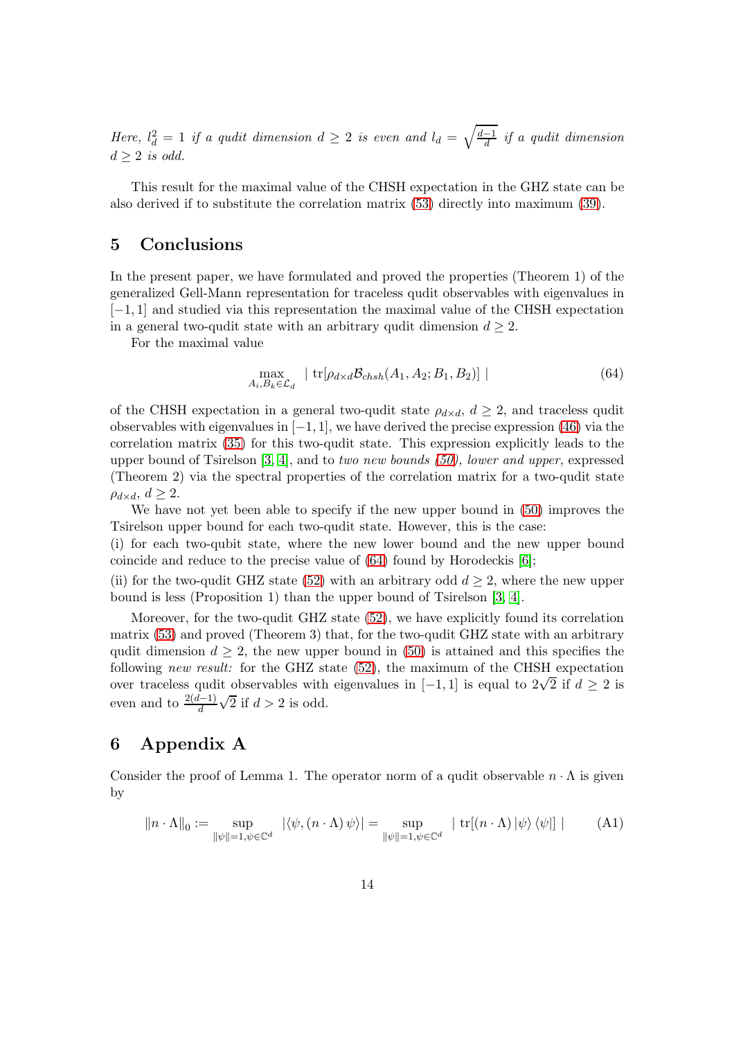*Here, $l_d^2 = 1$ if a qudit dimension $d \geq 2$ is even and $l_d = \sqrt{\frac{d-1}{d}}$ if a qudit dimension $d \geq 2$ is odd.*

This result for the maximal value of the CHSH expectation in the GHZ state can be also derived if to substitute the correlation matrix (53) directly into maximum (39).

## 5 Conclusions

In the present paper, we have formulated and proved the properties (Theorem 1) of the generalized Gell-Mann representation for traceless qudit observables with eigenvalues in $[-1, 1]$ and studied via this representation the maximal value of the CHSH expectation in a general two-qudit state with an arbitrary qudit dimension $d \geq 2$.

For the maximal value

$$\max_{A_i, B_k \in \mathcal{L}_d} \mid \operatorname{tr}[\rho_{d \times d} \mathcal{B}_{chsh}(A_1, A_2; B_1, B_2)] \mid \tag{64}$$

of the CHSH expectation in a general two-qudit state $\rho_{d\times d}$, $d \geq 2$, and traceless qudit observables with eigenvalues in $[-1, 1]$, we have derived the precise expression (46) via the correlation matrix (35) for this two-qudit state. This expression explicitly leads to the upper bound of Tsirelson [3, 4], and to *two new bounds (50), lower and upper,* expressed (Theorem 2) via the spectral properties of the correlation matrix for a two-qudit state $\rho_{d\times d}$, $d \geq 2$.

We have not yet been able to specify if the new upper bound in (50) improves the Tsirelson upper bound for each two-qudit state. However, this is the case:
(i) for each two-qubit state, where the new lower bound and the new upper bound coincide and reduce to the precise value of (64) found by Horodeckis [6];
(ii) for the two-qudit GHZ state (52) with an arbitrary odd $d \geq 2$, where the new upper bound is less (Proposition 1) than the upper bound of Tsirelson [3, 4].

Moreover, for the two-qudit GHZ state (52), we have explicitly found its correlation matrix (53) and proved (Theorem 3) that, for the two-qudit GHZ state with an arbitrary qudit dimension $d \geq 2$, the new upper bound in (50) is attained and this specifies the following *new result:* for the GHZ state (52), the maximum of the CHSH expectation over traceless qudit observables with eigenvalues in $[-1, 1]$ is equal to $2\sqrt{2}$ if $d \geq 2$ is even and to $\frac{2(d-1)}{d}\sqrt{2}$ if $d > 2$ is odd.

## 6 Appendix A

Consider the proof of Lemma 1. The operator norm of a qudit observable $n \cdot \Lambda$ is given by

$$\|n \cdot \Lambda\|_0 := \sup_{\|\psi\|=1, \psi \in \mathbb{C}^d} |\langle \psi, (n \cdot \Lambda) \psi \rangle| = \sup_{\|\psi\|=1, \psi \in \mathbb{C}^d} \mid \operatorname{tr}[(n \cdot \Lambda) |\psi\rangle \langle \psi|] \mid \tag{A1}$$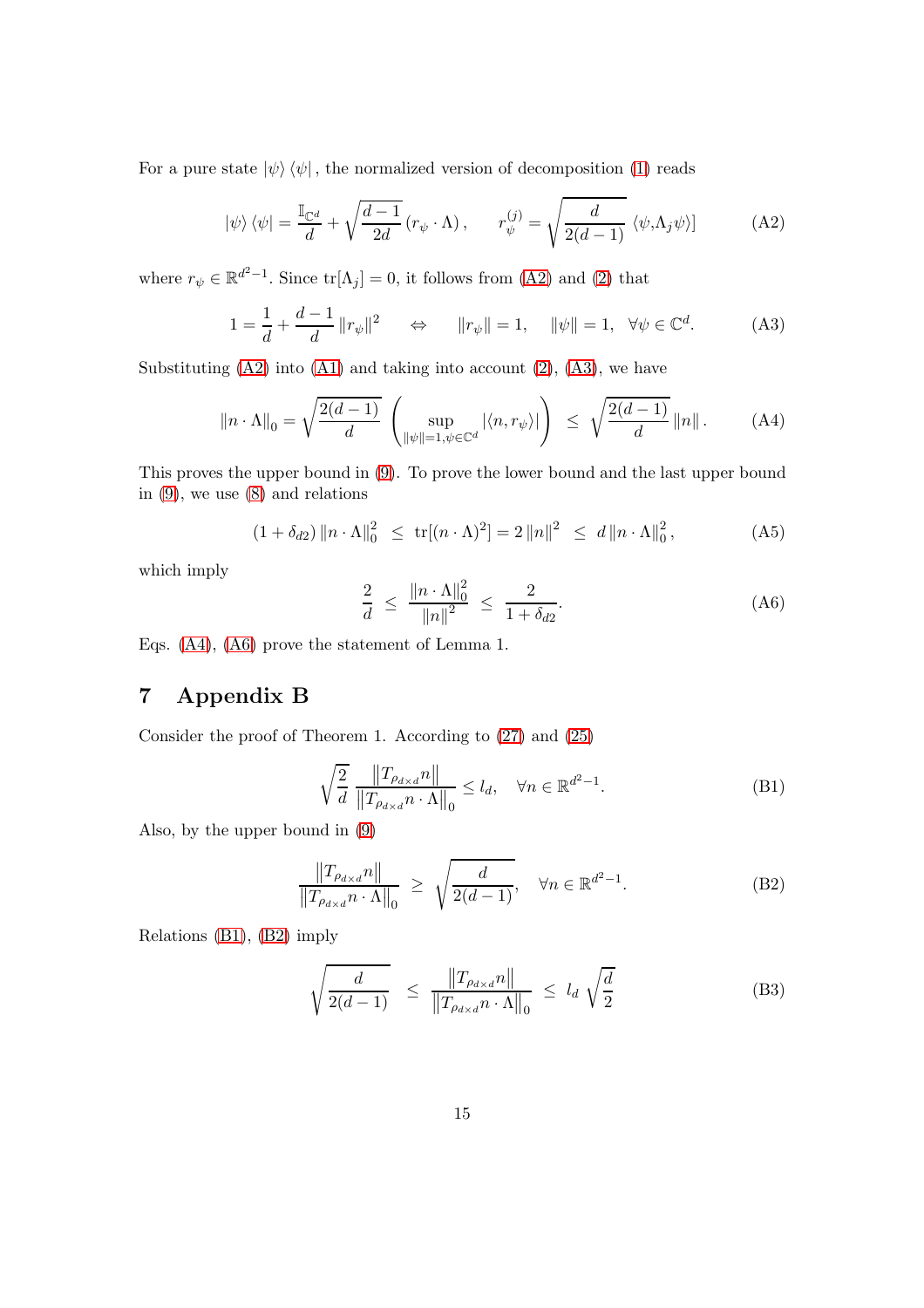For a pure state $|\psi\rangle\langle\psi|$, the normalized version of decomposition (1) reads

$$|\psi\rangle\langle\psi| = \frac{\mathbb{I}_{\mathbb{C}^d}}{d} + \sqrt{\frac{d-1}{2d}}\,(r_\psi \cdot \Lambda)\,, \qquad r_\psi^{(j)} = \sqrt{\frac{d}{2(d-1)}}\,\langle\psi,\Lambda_j\psi\rangle] \tag{A2}$$

where $r_\psi \in \mathbb{R}^{d^2-1}$. Since $\mathrm{tr}[\Lambda_j] = 0$, it follows from (A2) and (2) that

$$1 = \frac{1}{d} + \frac{d-1}{d}\|r_\psi\|^2 \quad \Leftrightarrow \quad \|r_\psi\| = 1, \quad \|\psi\| = 1, \;\; \forall\psi \in \mathbb{C}^d. \tag{A3}$$

Substituting (A2) into (A1) and taking into account (2), (A3), we have

$$\|n \cdot \Lambda\|_0 = \sqrt{\frac{2(d-1)}{d}}\left(\sup_{\|\psi\|=1,\psi\in\mathbb{C}^d} |\langle n, r_\psi\rangle|\right) \;\leq\; \sqrt{\frac{2(d-1)}{d}}\,\|n\|. \tag{A4}$$

This proves the upper bound in (9). To prove the lower bound and the last upper bound in (9), we use (8) and relations

$$(1+\delta_{d2})\,\|n\cdot\Lambda\|_0^2 \;\leq\; \mathrm{tr}[(n\cdot\Lambda)^2] = 2\,\|n\|^2 \;\leq\; d\,\|n\cdot\Lambda\|_0^2, \tag{A5}$$

which imply

$$\frac{2}{d} \;\leq\; \frac{\|n\cdot\Lambda\|_0^2}{\|n\|^2} \;\leq\; \frac{2}{1+\delta_{d2}}. \tag{A6}$$

Eqs. (A4), (A6) prove the statement of Lemma 1.

# 7 Appendix B

Consider the proof of Theorem 1. According to (27) and (25)

$$\sqrt{\frac{2}{d}}\,\frac{\|T_{\rho_{d\times d}}n\|}{\|T_{\rho_{d\times d}}n\cdot\Lambda\|_0} \leq l_d, \quad \forall n \in \mathbb{R}^{d^2-1}. \tag{B1}$$

Also, by the upper bound in (9)

$$\frac{\|T_{\rho_{d\times d}}n\|}{\|T_{\rho_{d\times d}}n\cdot\Lambda\|_0} \;\geq\; \sqrt{\frac{d}{2(d-1)}}, \quad \forall n \in \mathbb{R}^{d^2-1}. \tag{B2}$$

Relations (B1), (B2) imply

$$\sqrt{\frac{d}{2(d-1)}} \;\leq\; \frac{\|T_{\rho_{d\times d}}n\|}{\|T_{\rho_{d\times d}}n\cdot\Lambda\|_0} \;\leq\; l_d\,\sqrt{\frac{d}{2}} \tag{B3}$$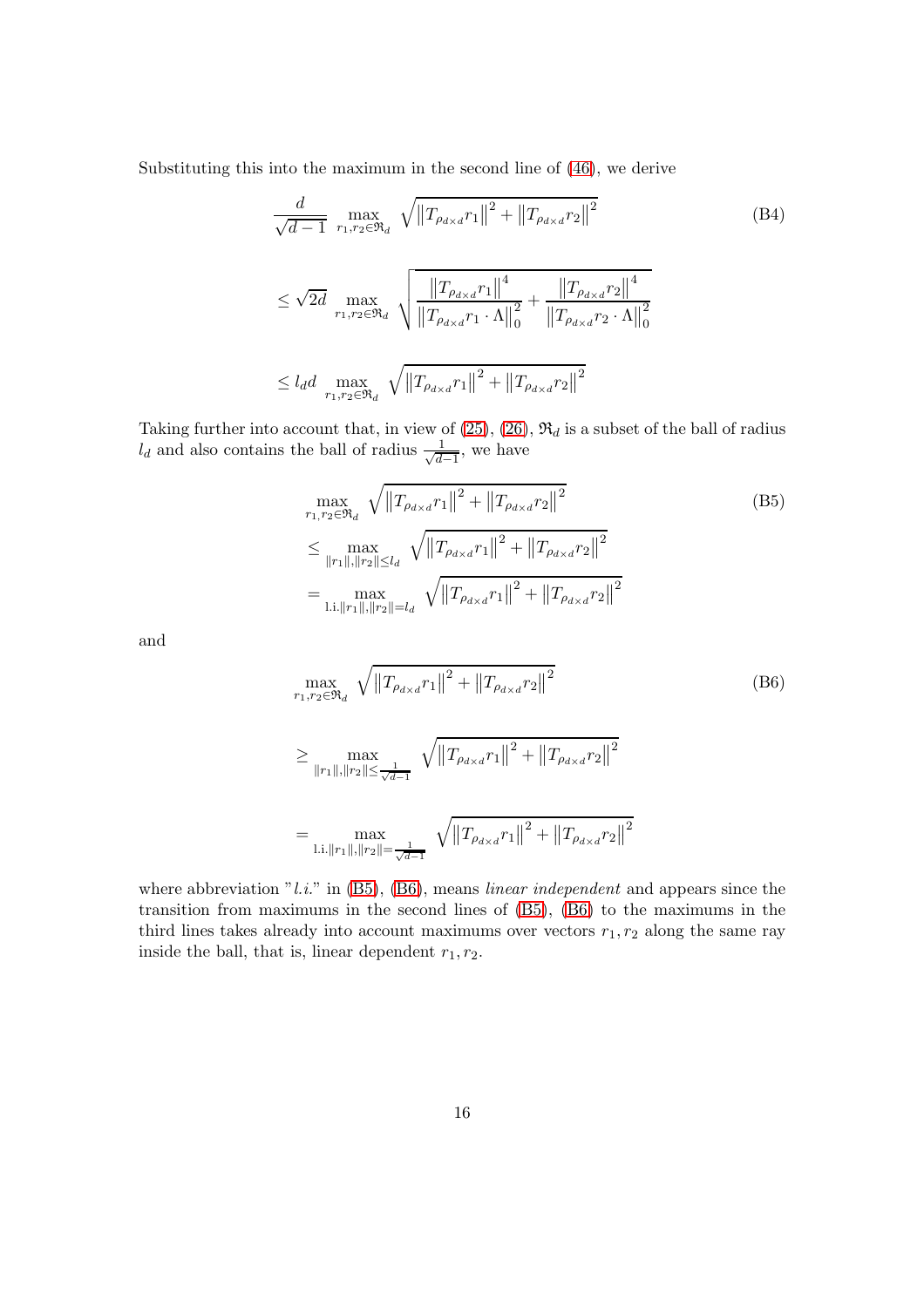Substituting this into the maximum in the second line of (46), we derive

$$
\begin{aligned}
&\frac{d}{\sqrt{d-1}} \max_{r_1, r_2 \in \mathfrak{R}_d} \sqrt{\left\|T_{\rho_{d\times d}} r_1\right\|^2 + \left\|T_{\rho_{d\times d}} r_2\right\|^2} \\
&\leq \sqrt{2d} \max_{r_1, r_2 \in \mathfrak{R}_d} \sqrt{\frac{\left\|T_{\rho_{d\times d}} r_1\right\|^4}{\left\|T_{\rho_{d\times d}} r_1 \cdot \Lambda\right\|_0^2} + \frac{\left\|T_{\rho_{d\times d}} r_2\right\|^4}{\left\|T_{\rho_{d\times d}} r_2 \cdot \Lambda\right\|_0^2}} \\
&\leq l_d d \max_{r_1, r_2 \in \mathfrak{R}_d} \sqrt{\left\|T_{\rho_{d\times d}} r_1\right\|^2 + \left\|T_{\rho_{d\times d}} r_2\right\|^2}
\end{aligned}
\tag{B4}
$$

Taking further into account that, in view of (25), (26), $\mathfrak{R}_d$ is a subset of the ball of radius $l_d$ and also contains the ball of radius $\frac{1}{\sqrt{d-1}}$, we have

$$
\begin{aligned}
&\max_{r_1, r_2 \in \mathfrak{R}_d} \sqrt{\left\|T_{\rho_{d\times d}} r_1\right\|^2 + \left\|T_{\rho_{d\times d}} r_2\right\|^2} \\
&\leq \max_{\|r_1\|, \|r_2\| \leq l_d} \sqrt{\left\|T_{\rho_{d\times d}} r_1\right\|^2 + \left\|T_{\rho_{d\times d}} r_2\right\|^2} \\
&= \max_{\text{l.i.} \|r_1\|, \|r_2\| = l_d} \sqrt{\left\|T_{\rho_{d\times d}} r_1\right\|^2 + \left\|T_{\rho_{d\times d}} r_2\right\|^2}
\end{aligned}
\tag{B5}
$$

and

$$
\begin{aligned}
&\max_{r_1, r_2 \in \mathfrak{R}_d} \sqrt{\left\|T_{\rho_{d\times d}} r_1\right\|^2 + \left\|T_{\rho_{d\times d}} r_2\right\|^2} \\
&\geq \max_{\|r_1\|, \|r_2\| \leq \frac{1}{\sqrt{d-1}}} \sqrt{\left\|T_{\rho_{d\times d}} r_1\right\|^2 + \left\|T_{\rho_{d\times d}} r_2\right\|^2} \\
&= \max_{\text{l.i.} \|r_1\|, \|r_2\| = \frac{1}{\sqrt{d-1}}} \sqrt{\left\|T_{\rho_{d\times d}} r_1\right\|^2 + \left\|T_{\rho_{d\times d}} r_2\right\|^2}
\end{aligned}
\tag{B6}
$$

where abbreviation "*l.i.*" in (B5), (B6), means *linear independent* and appears since the transition from maximums in the second lines of (B5), (B6) to the maximums in the third lines takes already into account maximums over vectors $r_1, r_2$ along the same ray inside the ball, that is, linear dependent $r_1, r_2$.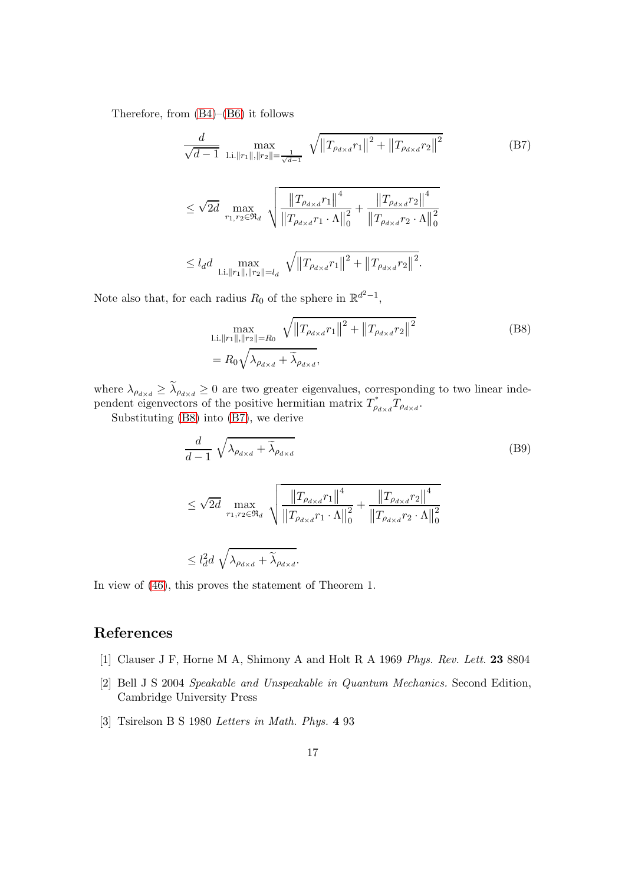Therefore, from (B4)–(B6) it follows

$$
\begin{aligned}
&\frac{d}{\sqrt{d-1}} \max_{\text{l.i.} \|r_1\|, \|r_2\| = \frac{1}{\sqrt{d-1}}} \sqrt{\left\|T_{\rho_{d\times d}} r_1\right\|^2 + \left\|T_{\rho_{d\times d}} r_2\right\|^2} \\
&\leq \sqrt{2d} \max_{r_1, r_2 \in \mathfrak{R}_d} \sqrt{\frac{\left\|T_{\rho_{d\times d}} r_1\right\|^4}{\left\|T_{\rho_{d\times d}} r_1 \cdot \Lambda\right\|_0^2} + \frac{\left\|T_{\rho_{d\times d}} r_2\right\|^4}{\left\|T_{\rho_{d\times d}} r_2 \cdot \Lambda\right\|_0^2}} \\
&\leq l_d d \max_{\text{l.i.} \|r_1\|, \|r_2\| = l_d} \sqrt{\left\|T_{\rho_{d\times d}} r_1\right\|^2 + \left\|T_{\rho_{d\times d}} r_2\right\|^2}.
\end{aligned}
\tag{B7}
$$

Note also that, for each radius $R_0$ of the sphere in $\mathbb{R}^{d^2-1}$,

$$
\begin{aligned}
&\max_{\text{l.i.} \|r_1\|, \|r_2\| = R_0} \sqrt{\left\|T_{\rho_{d\times d}} r_1\right\|^2 + \left\|T_{\rho_{d\times d}} r_2\right\|^2} \\
&= R_0 \sqrt{\lambda_{\rho_{d\times d}} + \widetilde{\lambda}_{\rho_{d\times d}}},
\end{aligned}
\tag{B8}
$$

where $\lambda_{\rho_{d\times d}} \geq \widetilde{\lambda}_{\rho_{d\times d}} \geq 0$ are two greater eigenvalues, corresponding to two linear independent eigenvectors of the positive hermitian matrix $T^*_{\rho_{d\times d}} T_{\rho_{d\times d}}$.

Substituting (B8) into (B7), we derive

$$
\begin{aligned}
&\frac{d}{d-1} \sqrt{\lambda_{\rho_{d\times d}} + \widetilde{\lambda}_{\rho_{d\times d}}} \\
&\leq \sqrt{2d} \max_{r_1, r_2 \in \mathfrak{R}_d} \sqrt{\frac{\left\|T_{\rho_{d\times d}} r_1\right\|^4}{\left\|T_{\rho_{d\times d}} r_1 \cdot \Lambda\right\|_0^2} + \frac{\left\|T_{\rho_{d\times d}} r_2\right\|^4}{\left\|T_{\rho_{d\times d}} r_2 \cdot \Lambda\right\|_0^2}} \\
&\leq l_d^2 d \sqrt{\lambda_{\rho_{d\times d}} + \widetilde{\lambda}_{\rho_{d\times d}}}.
\end{aligned}
\tag{B9}
$$

In view of (46), this proves the statement of Theorem 1.

## References

[1] Clauser J F, Horne M A, Shimony A and Holt R A 1969 *Phys. Rev. Lett.* **23** 8804

[2] Bell J S 2004 *Speakable and Unspeakable in Quantum Mechanics.* Second Edition, Cambridge University Press

[3] Tsirelson B S 1980 *Letters in Math. Phys.* **4** 93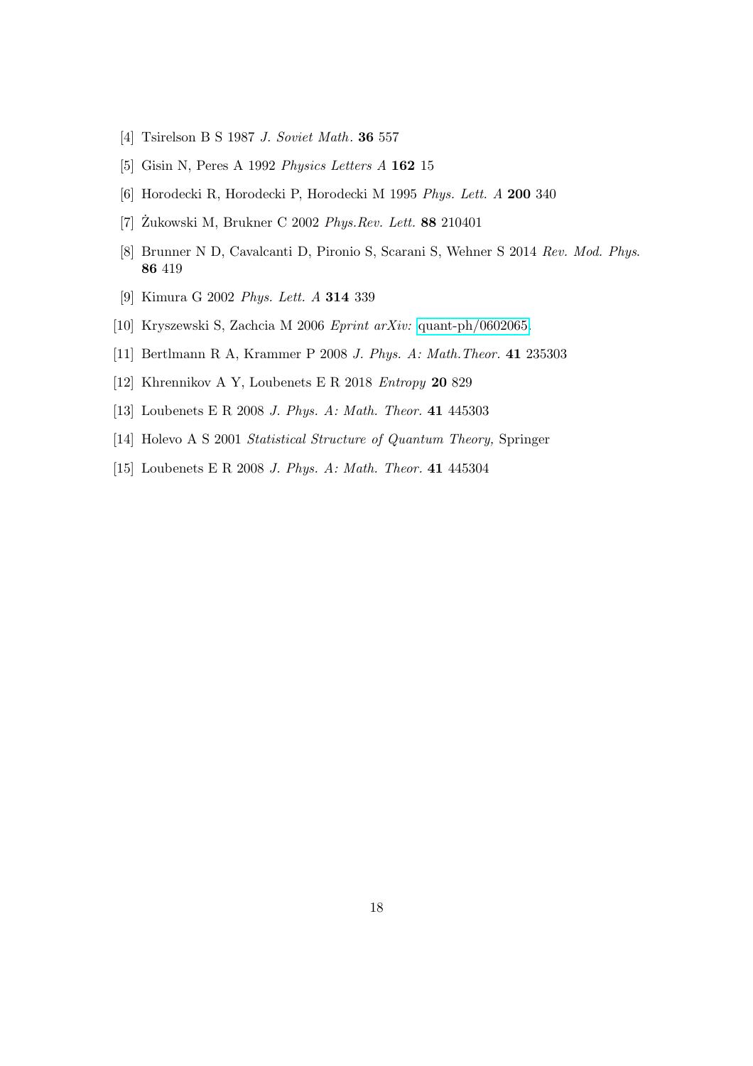[4] Tsirelson B S 1987 *J. Soviet Math.* **36** 557

[5] Gisin N, Peres A 1992 *Physics Letters A* **162** 15

[6] Horodecki R, Horodecki P, Horodecki M 1995 *Phys. Lett. A* **200** 340

[7] Żukowski M, Brukner C 2002 *Phys.Rev. Lett.* **88** 210401

[8] Brunner N D, Cavalcanti D, Pironio S, Scarani S, Wehner S 2014 *Rev. Mod. Phys.* **86** 419

[9] Kimura G 2002 *Phys. Lett. A* **314** 339

[10] Kryszewski S, Zachcia M 2006 *Eprint arXiv:* quant-ph/0602065.

[11] Bertlmann R A, Krammer P 2008 *J. Phys. A: Math.Theor.* **41** 235303

[12] Khrennikov A Y, Loubenets E R 2018 *Entropy* **20** 829

[13] Loubenets E R 2008 *J. Phys. A: Math. Theor.* **41** 445303

[14] Holevo A S 2001 *Statistical Structure of Quantum Theory,* Springer

[15] Loubenets E R 2008 *J. Phys. A: Math. Theor.* **41** 445304